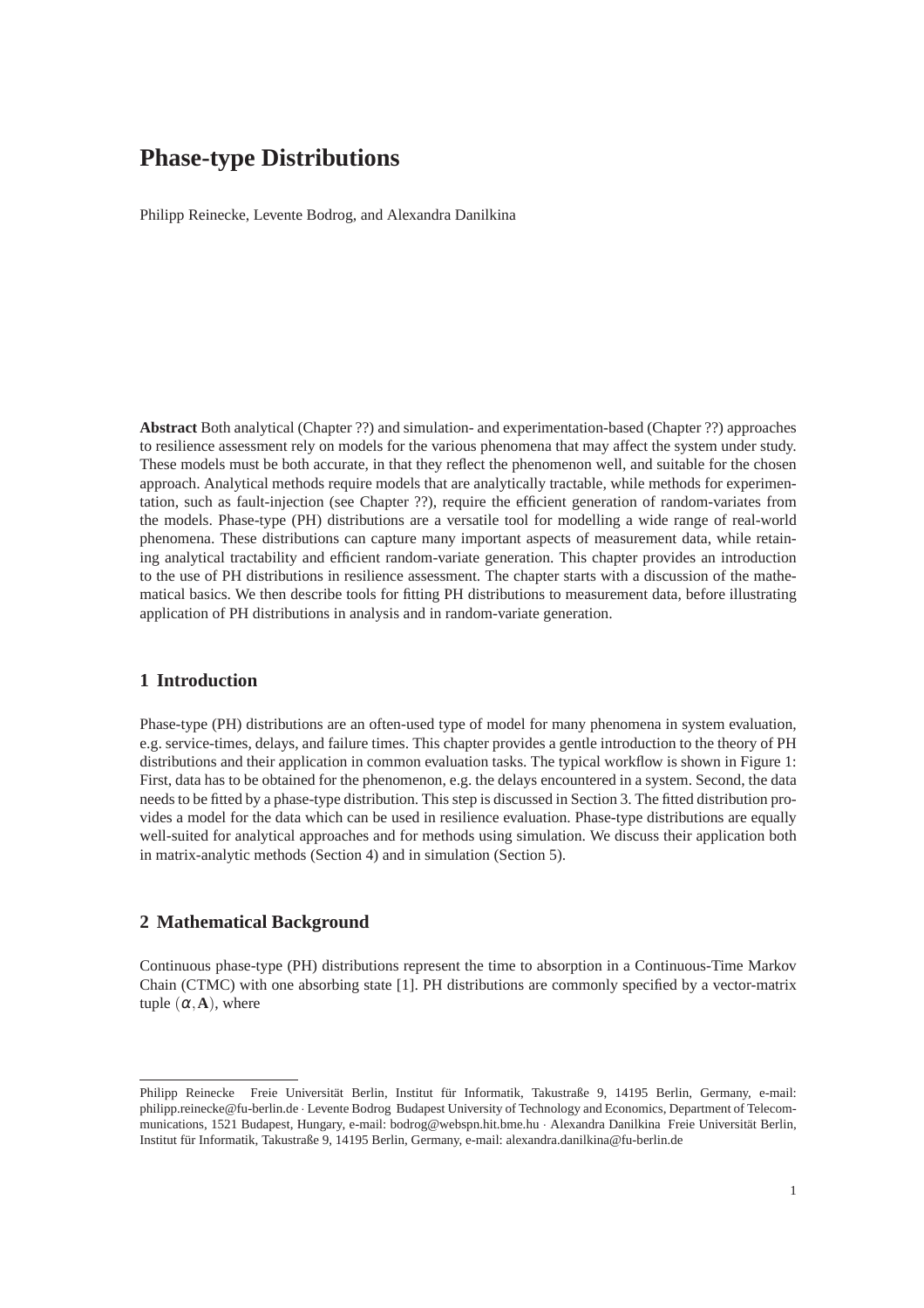# Phase-type Distributions

Philipp Reinecke, Levente Bodrog, and Alexandra Danilkina

**Abstract** Both analytical (Chapter ??) and simulation- and experimentation-based (Chapter ??) approaches to resilience assessment rely on models for the various phenomena that may affect the system under study. These models must be both accurate, in that they reflect the phenomenon well, and suitable for the chosen approach. Analytical methods require models that are analytically tractable, while methods for experimentation, such as fault-injection (see Chapter ??), require the efficient generation of random-variates from the models. Phase-type (PH) distributions are a versatile tool for modelling a wide range of real-world phenomena. These distributions can capture many important aspects of measurement data, while retaining analytical tractability and efficient random-variate generation. This chapter provides an introduction to the use of PH distributions in resilience assessment. The chapter starts with a discussion of the mathematical basics. We then describe tools for fitting PH distributions to measurement data, before illustrating application of PH distributions in analysis and in random-variate generation.

## 1 Introduction

Phase-type (PH) distributions are an often-used type of model for many phenomena in system evaluation, e.g. service-times, delays, and failure times. This chapter provides a gentle introduction to the theory of PH distributions and their application in common evaluation tasks. The typical workflow is shown in Figure 1: First, data has to be obtained for the phenomenon, e.g. the delays encountered in a system. Second, the data needs to be fitted by a phase-type distribution. This step is discussed in Section 3. The fitted distribution provides a model for the data which can be used in resilience evaluation. Phase-type distributions are equally well-suited for analytical approaches and for methods using simulation. We discuss their application both in matrix-analytic methods (Section 4) and in simulation (Section 5).

## 2 Mathematical Background

Continuous phase-type (PH) distributions represent the time to absorption in a Continuous-Time Markov Chain (CTMC) with one absorbing state [1]. PH distributions are commonly specified by a vector-matrix tuple $(\alpha, \mathbf{A})$, where

---

Philipp Reinecke Freie Universität Berlin, Institut für Informatik, Takustraße 9, 14195 Berlin, Germany, e-mail: philipp.reinecke@fu-berlin.de · Levente Bodrog Budapest University of Technology and Economics, Department of Telecommunications, 1521 Budapest, Hungary, e-mail: bodrog@webspn.hit.bme.hu · Alexandra Danilkina Freie Universität Berlin, Institut für Informatik, Takustraße 9, 14195 Berlin, Germany, e-mail: alexandra.danilkina@fu-berlin.de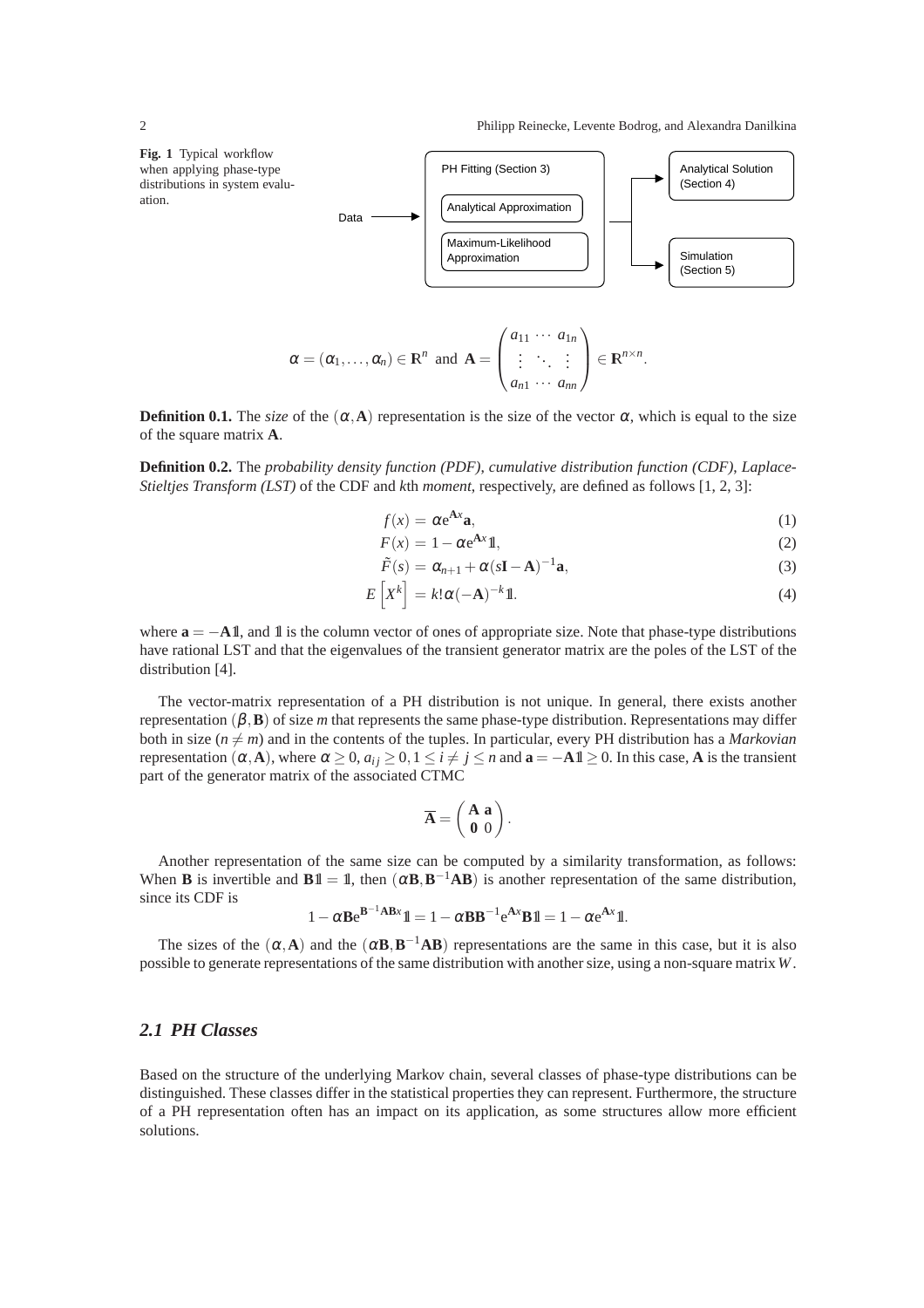**Fig. 1** Typical workflow when applying phase-type distributions in system evaluation.

$$\alpha = (\alpha_1, \ldots, \alpha_n) \in \mathbf{R}^n \text{ and } \mathbf{A} = \begin{pmatrix} a_{11} & \cdots & a_{1n} \\ \vdots & \ddots & \vdots \\ a_{n1} & \cdots & a_{nn} \end{pmatrix} \in \mathbf{R}^{n \times n}.$$

**Definition 0.1.** The *size* of the $(\alpha, \mathbf{A})$ representation is the size of the vector $\alpha$, which is equal to the size of the square matrix $\mathbf{A}$.

**Definition 0.2.** The *probability density function (PDF)*, *cumulative distribution function (CDF)*, *Laplace-Stieltjes Transform (LST)* of the CDF and *k*th *moment*, respectively, are defined as follows [1, 2, 3]:

$$f(x) = \alpha e^{\mathbf{A}x}\mathbf{a}, \tag{1}$$

$$F(x) = 1 - \alpha e^{\mathbf{A}x}\mathbb{1}, \tag{2}$$

$$\tilde{F}(s) = \alpha_{n+1} + \alpha(s\mathbf{I} - \mathbf{A})^{-1}\mathbf{a}, \tag{3}$$

$$E\left[X^k\right] = k!\alpha(-\mathbf{A})^{-k}\mathbb{1}. \tag{4}$$

where $\mathbf{a} = -\mathbf{A}\mathbb{1}$, and $\mathbb{1}$ is the column vector of ones of appropriate size. Note that phase-type distributions have rational LST and that the eigenvalues of the transient generator matrix are the poles of the LST of the distribution [4].

The vector-matrix representation of a PH distribution is not unique. In general, there exists another representation $(\beta, \mathbf{B})$ of size $m$ that represents the same phase-type distribution. Representations may differ both in size ($n \neq m$) and in the contents of the tuples. In particular, every PH distribution has a *Markovian* representation $(\alpha, \mathbf{A})$, where $\alpha \geq 0$, $a_{ij} \geq 0, 1 \leq i \neq j \leq n$ and $\mathbf{a} = -\mathbf{A}\mathbb{1} \geq 0$. In this case, $\mathbf{A}$ is the transient part of the generator matrix of the associated CTMC

$$\overline{\mathbf{A}} = \begin{pmatrix} \mathbf{A} & \mathbf{a} \\ \mathbf{0} & 0 \end{pmatrix}.$$

Another representation of the same size can be computed by a similarity transformation, as follows: When $\mathbf{B}$ is invertible and $\mathbf{B}\mathbb{1} = \mathbb{1}$, then $(\alpha\mathbf{B}, \mathbf{B}^{-1}\mathbf{A}\mathbf{B})$ is another representation of the same distribution, since its CDF is

$$1 - \alpha\mathbf{B}e^{\mathbf{B}^{-1}\mathbf{A}\mathbf{B}x}\mathbb{1} = 1 - \alpha\mathbf{B}\mathbf{B}^{-1}e^{\mathbf{A}x}\mathbf{B}\mathbb{1} = 1 - \alpha e^{\mathbf{A}x}\mathbb{1}.$$

The sizes of the $(\alpha, \mathbf{A})$ and the $(\alpha\mathbf{B}, \mathbf{B}^{-1}\mathbf{A}\mathbf{B})$ representations are the same in this case, but it is also possible to generate representations of the same distribution with another size, using a non-square matrix $W$.

## 2.1 PH Classes

Based on the structure of the underlying Markov chain, several classes of phase-type distributions can be distinguished. These classes differ in the statistical properties they can represent. Furthermore, the structure of a PH representation often has an impact on its application, as some structures allow more efficient solutions.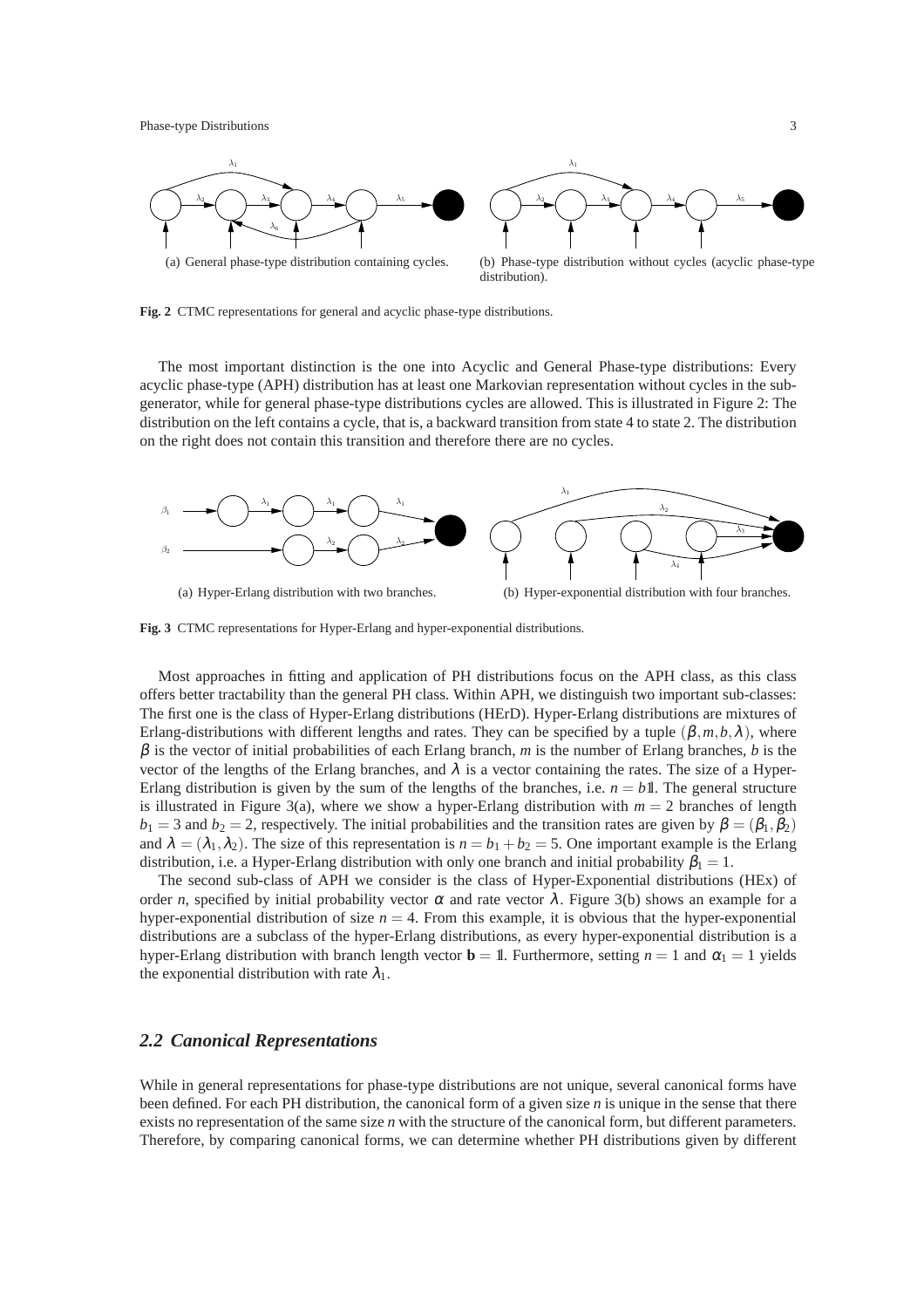(a) General phase-type distribution containing cycles.

(b) Phase-type distribution without cycles (acyclic phase-type distribution).

**Fig. 2** CTMC representations for general and acyclic phase-type distributions.

The most important distinction is the one into Acyclic and General Phase-type distributions: Every acyclic phase-type (APH) distribution has at least one Markovian representation without cycles in the sub-generator, while for general phase-type distributions cycles are allowed. This is illustrated in Figure 2: The distribution on the left contains a cycle, that is, a backward transition from state 4 to state 2. The distribution on the right does not contain this transition and therefore there are no cycles.

(a) Hyper-Erlang distribution with two branches.

(b) Hyper-exponential distribution with four branches.

**Fig. 3** CTMC representations for Hyper-Erlang and hyper-exponential distributions.

Most approaches in fitting and application of PH distributions focus on the APH class, as this class offers better tractability than the general PH class. Within APH, we distinguish two important sub-classes: The first one is the class of Hyper-Erlang distributions (HErD). Hyper-Erlang distributions are mixtures of Erlang-distributions with different lengths and rates. They can be specified by a tuple $(\beta, m, b, \lambda)$, where $\beta$ is the vector of initial probabilities of each Erlang branch, $m$ is the number of Erlang branches, $b$ is the vector of the lengths of the Erlang branches, and $\lambda$ is a vector containing the rates. The size of a Hyper-Erlang distribution is given by the sum of the lengths of the branches, i.e. $n = b\mathbb{1}$. The general structure is illustrated in Figure 3(a), where we show a hyper-Erlang distribution with $m = 2$ branches of length $b_1 = 3$ and $b_2 = 2$, respectively. The initial probabilities and the transition rates are given by $\beta = (\beta_1, \beta_2)$ and $\lambda = (\lambda_1, \lambda_2)$. The size of this representation is $n = b_1 + b_2 = 5$. One important example is the Erlang distribution, i.e. a Hyper-Erlang distribution with only one branch and initial probability $\beta_1 = 1$.

The second sub-class of APH we consider is the class of Hyper-Exponential distributions (HEx) of order $n$, specified by initial probability vector $\alpha$ and rate vector $\lambda$. Figure 3(b) shows an example for a hyper-exponential distribution of size $n = 4$. From this example, it is obvious that the hyper-exponential distributions are a subclass of the hyper-Erlang distributions, as every hyper-exponential distribution is a hyper-Erlang distribution with branch length vector $\mathbf{b} = \mathbb{1}$. Furthermore, setting $n = 1$ and $\alpha_1 = 1$ yields the exponential distribution with rate $\lambda_1$.

### 2.2 Canonical Representations

While in general representations for phase-type distributions are not unique, several canonical forms have been defined. For each PH distribution, the canonical form of a given size $n$ is unique in the sense that there exists no representation of the same size $n$ with the structure of the canonical form, but different parameters. Therefore, by comparing canonical forms, we can determine whether PH distributions given by different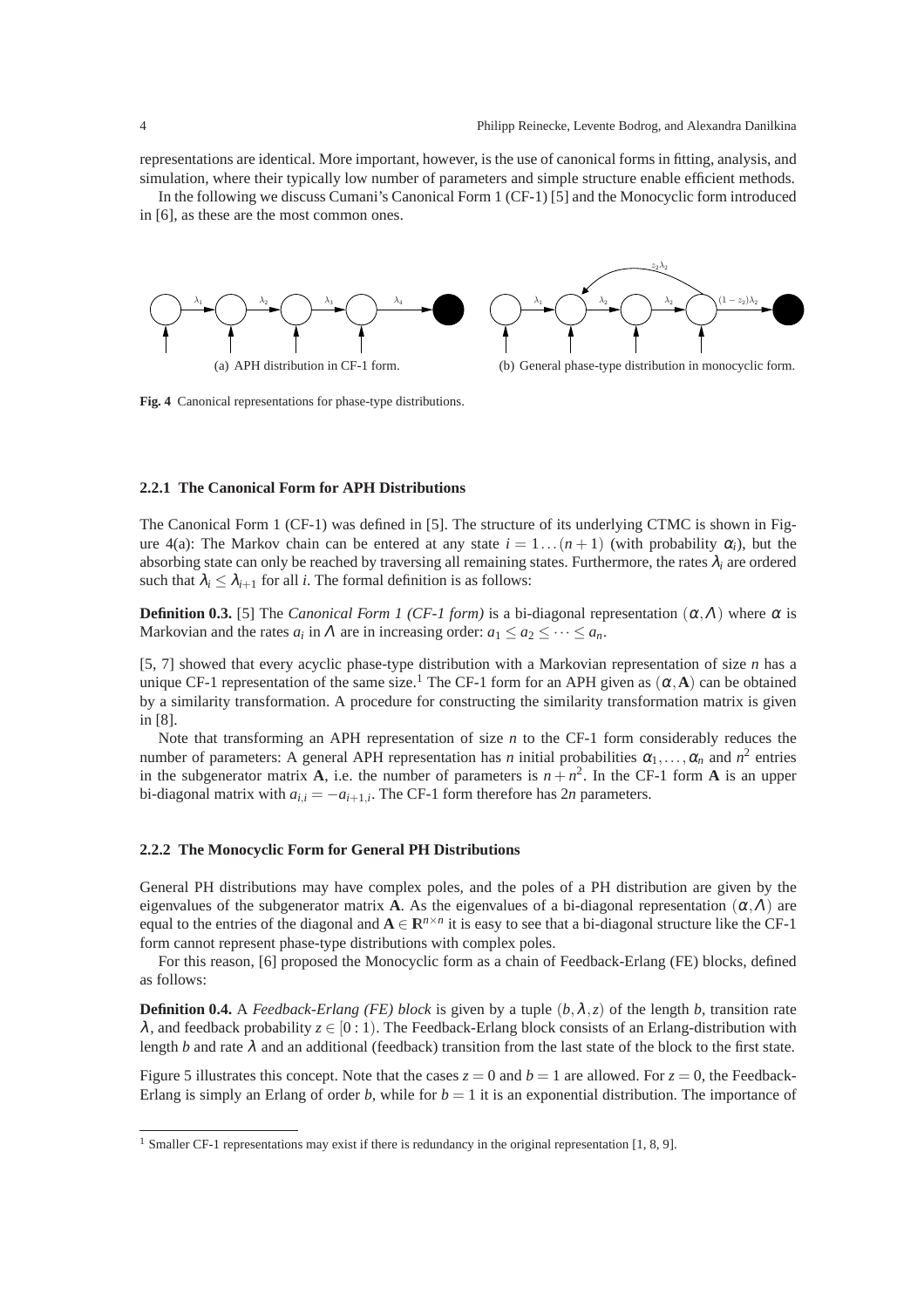representations are identical. More important, however, is the use of canonical forms in fitting, analysis, and simulation, where their typically low number of parameters and simple structure enable efficient methods.

In the following we discuss Cumani's Canonical Form 1 (CF-1) [5] and the Monocyclic form introduced in [6], as these are the most common ones.

(a) APH distribution in CF-1 form.

(b) General phase-type distribution in monocyclic form.

**Fig. 4** Canonical representations for phase-type distributions.

### 2.2.1 The Canonical Form for APH Distributions

The Canonical Form 1 (CF-1) was defined in [5]. The structure of its underlying CTMC is shown in Figure 4(a): The Markov chain can be entered at any state $i = 1 \dots (n+1)$ (with probability $\alpha_i$), but the absorbing state can only be reached by traversing all remaining states. Furthermore, the rates $\lambda_i$ are ordered such that $\lambda_i \leq \lambda_{i+1}$ for all $i$. The formal definition is as follows:

**Definition 0.3.** [5] The *Canonical Form 1 (CF-1 form)* is a bi-diagonal representation $(\alpha, \Lambda)$ where $\alpha$ is Markovian and the rates $a_i$ in $\Lambda$ are in increasing order: $a_1 \leq a_2 \leq \dots \leq a_n$.

[5, 7] showed that every acyclic phase-type distribution with a Markovian representation of size $n$ has a unique CF-1 representation of the same size.[1] The CF-1 form for an APH given as $(\alpha, \mathbf{A})$ can be obtained by a similarity transformation. A procedure for constructing the similarity transformation matrix is given in [8].

Note that transforming an APH representation of size $n$ to the CF-1 form considerably reduces the number of parameters: A general APH representation has $n$ initial probabilities $\alpha_1, \dots, \alpha_n$ and $n^2$ entries in the subgenerator matrix $\mathbf{A}$, i.e. the number of parameters is $n + n^2$. In the CF-1 form $\mathbf{A}$ is an upper bi-diagonal matrix with $a_{i,i} = -a_{i+1,i}$. The CF-1 form therefore has $2n$ parameters.

### 2.2.2 The Monocyclic Form for General PH Distributions

General PH distributions may have complex poles, and the poles of a PH distribution are given by the eigenvalues of the subgenerator matrix $\mathbf{A}$. As the eigenvalues of a bi-diagonal representation $(\alpha, \Lambda)$ are equal to the entries of the diagonal and $\mathbf{A} \in \mathbf{R}^{n \times n}$ it is easy to see that a bi-diagonal structure like the CF-1 form cannot represent phase-type distributions with complex poles.

For this reason, [6] proposed the Monocyclic form as a chain of Feedback-Erlang (FE) blocks, defined as follows:

**Definition 0.4.** A *Feedback-Erlang (FE) block* is given by a tuple $(b, \lambda, z)$ of the length $b$, transition rate $\lambda$, and feedback probability $z \in [0:1)$. The Feedback-Erlang block consists of an Erlang-distribution with length $b$ and rate $\lambda$ and an additional (feedback) transition from the last state of the block to the first state.

Figure 5 illustrates this concept. Note that the cases $z = 0$ and $b = 1$ are allowed. For $z = 0$, the Feedback-Erlang is simply an Erlang of order $b$, while for $b = 1$ it is an exponential distribution. The importance of

[1] Smaller CF-1 representations may exist if there is redundancy in the original representation [1, 8, 9].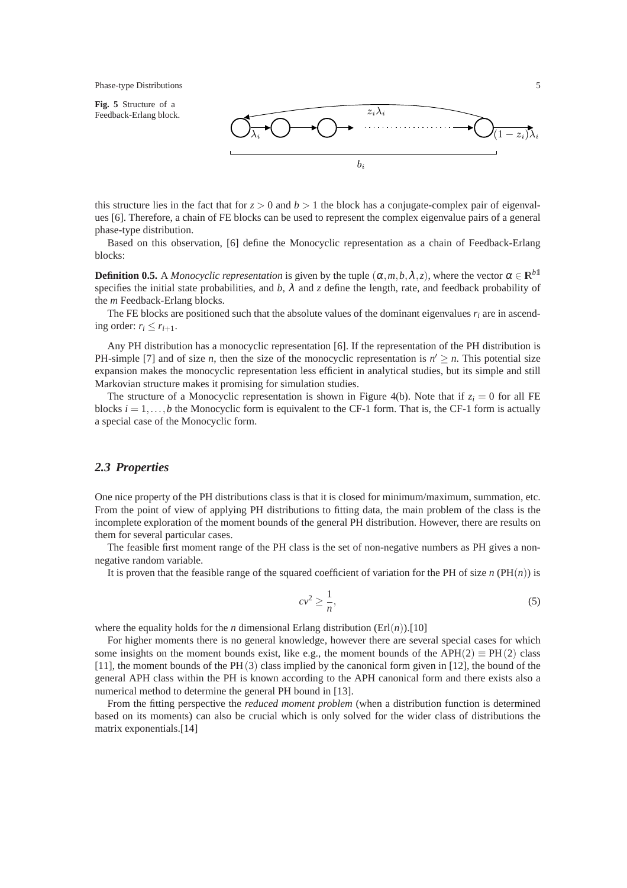**Fig. 5** Structure of a Feedback-Erlang block.

this structure lies in the fact that for $z > 0$ and $b > 1$ the block has a conjugate-complex pair of eigenvalues [6]. Therefore, a chain of FE blocks can be used to represent the complex eigenvalue pairs of a general phase-type distribution.

Based on this observation, [6] define the Monocyclic representation as a chain of Feedback-Erlang blocks:

**Definition 0.5.** A *Monocyclic representation* is given by the tuple $(\alpha, m, b, \lambda, z)$, where the vector $\alpha \in \mathbb{R}^{b\mathbb{1}}$ specifies the initial state probabilities, and $b$, $\lambda$ and $z$ define the length, rate, and feedback probability of the $m$ Feedback-Erlang blocks.

The FE blocks are positioned such that the absolute values of the dominant eigenvalues $r_i$ are in ascending order: $r_i \leq r_{i+1}$.

Any PH distribution has a monocyclic representation [6]. If the representation of the PH distribution is PH-simple [7] and of size $n$, then the size of the monocyclic representation is $n' \geq n$. This potential size expansion makes the monocyclic representation less efficient in analytical studies, but its simple and still Markovian structure makes it promising for simulation studies.

The structure of a Monocyclic representation is shown in Figure 4(b). Note that if $z_i = 0$ for all FE blocks $i = 1, \ldots, b$ the Monocyclic form is equivalent to the CF-1 form. That is, the CF-1 form is actually a special case of the Monocyclic form.

## 2.3 Properties

One nice property of the PH distributions class is that it is closed for minimum/maximum, summation, etc. From the point of view of applying PH distributions to fitting data, the main problem of the class is the incomplete exploration of the moment bounds of the general PH distribution. However, there are results on them for several particular cases.

The feasible first moment range of the PH class is the set of non-negative numbers as PH gives a non-negative random variable.

It is proven that the feasible range of the squared coefficient of variation for the PH of size $n$ (PH($n$)) is

$$cv^2 \geq \frac{1}{n}, \tag{5}$$

where the equality holds for the $n$ dimensional Erlang distribution (Erl($n$)).[10]

For higher moments there is no general knowledge, however there are several special cases for which some insights on the moment bounds exist, like e.g., the moment bounds of the APH$(2) \equiv$ PH$(2)$ class [11], the moment bounds of the PH$(3)$ class implied by the canonical form given in [12], the bound of the general APH class within the PH is known according to the APH canonical form and there exists also a numerical method to determine the general PH bound in [13].

From the fitting perspective the *reduced moment problem* (when a distribution function is determined based on its moments) can also be crucial which is only solved for the wider class of distributions the matrix exponentials.[14]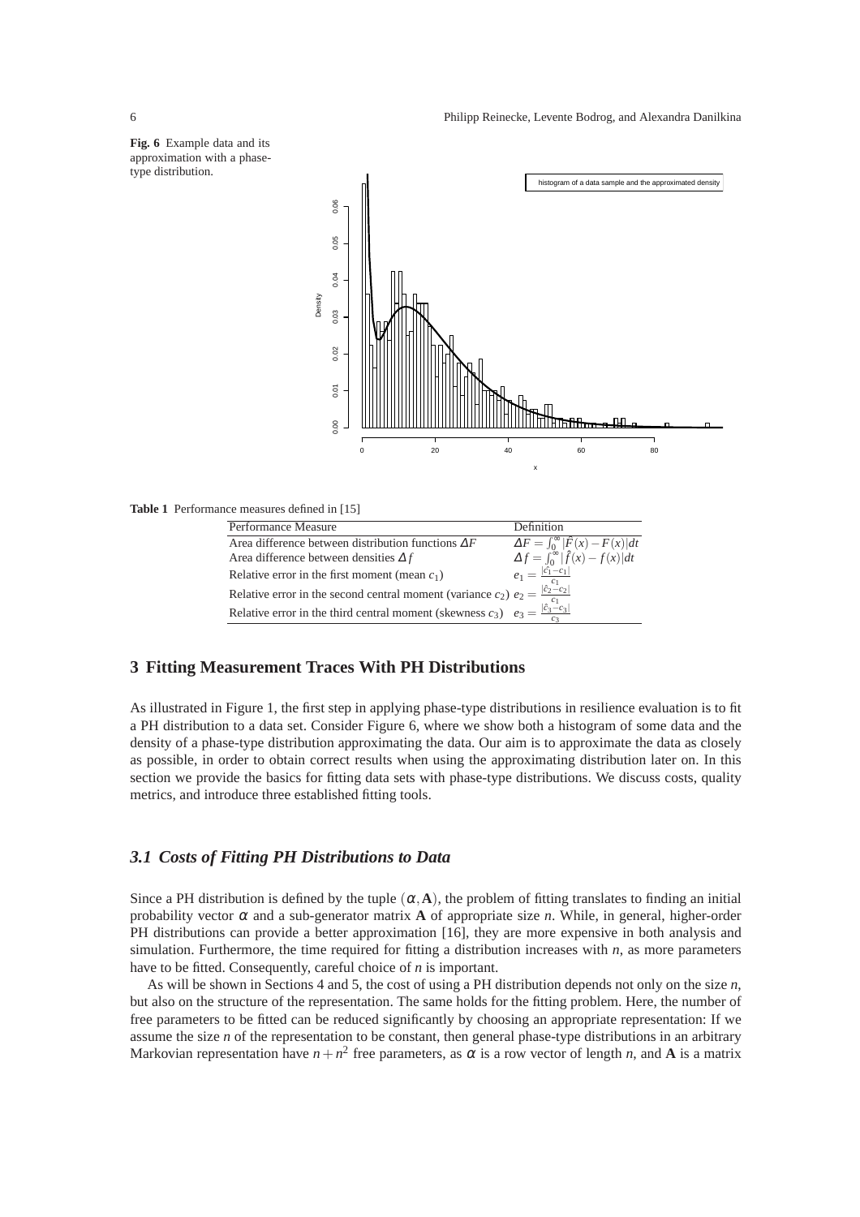**Fig. 6** Example data and its approximation with a phase-type distribution.

**Table 1** Performance measures defined in [15]

| Performance Measure | Definition |
| --- | --- |
| Area difference between distribution functions $\Delta F$ | $\Delta F = \int_0^\infty \lvert \hat{F}(x) - F(x) \rvert dt$ |
| Area difference between densities $\Delta f$ | $\Delta f = \int_0^\infty \lvert \hat{f}(x) - f(x) \rvert dt$ |
| Relative error in the first moment (mean $c_1$) | $e_1 = \frac{\lvert \hat{c}_1 - c_1 \rvert}{c_1}$ |
| Relative error in the second central moment (variance $c_2$) | $e_2 = \frac{\lvert \hat{c}_2 - c_2 \rvert}{c_1}$ |
| Relative error in the third central moment (skewness $c_3$) | $e_3 = \frac{\lvert \hat{c}_3 - c_3 \rvert}{c_3}$ |

## 3 Fitting Measurement Traces With PH Distributions

As illustrated in Figure 1, the first step in applying phase-type distributions in resilience evaluation is to fit a PH distribution to a data set. Consider Figure 6, where we show both a histogram of some data and the density of a phase-type distribution approximating the data. Our aim is to approximate the data as closely as possible, in order to obtain correct results when using the approximating distribution later on. In this section we provide the basics for fitting data sets with phase-type distributions. We discuss costs, quality metrics, and introduce three established fitting tools.

### *3.1 Costs of Fitting PH Distributions to Data*

Since a PH distribution is defined by the tuple $(\alpha, \mathbf{A})$, the problem of fitting translates to finding an initial probability vector $\alpha$ and a sub-generator matrix $\mathbf{A}$ of appropriate size $n$. While, in general, higher-order PH distributions can provide a better approximation [16], they are more expensive in both analysis and simulation. Furthermore, the time required for fitting a distribution increases with $n$, as more parameters have to be fitted. Consequently, careful choice of $n$ is important.

As will be shown in Sections 4 and 5, the cost of using a PH distribution depends not only on the size $n$, but also on the structure of the representation. The same holds for the fitting problem. Here, the number of free parameters to be fitted can be reduced significantly by choosing an appropriate representation: If we assume the size $n$ of the representation to be constant, then general phase-type distributions in an arbitrary Markovian representation have $n + n^2$ free parameters, as $\alpha$ is a row vector of length $n$, and $\mathbf{A}$ is a matrix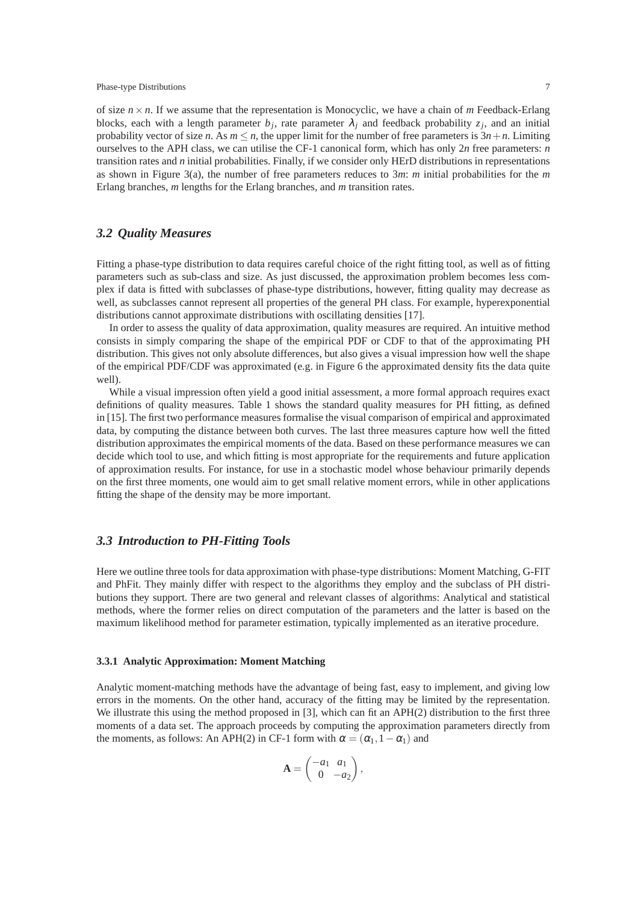of size $n \times n$. If we assume that the representation is Monocyclic, we have a chain of $m$ Feedback-Erlang blocks, each with a length parameter $b_j$, rate parameter $\lambda_j$ and feedback probability $z_j$, and an initial probability vector of size $n$. As $m \leq n$, the upper limit for the number of free parameters is $3n+n$. Limiting ourselves to the APH class, we can utilise the CF-1 canonical form, which has only $2n$ free parameters: $n$ transition rates and $n$ initial probabilities. Finally, if we consider only HErD distributions in representations as shown in Figure 3(a), the number of free parameters reduces to $3m$: $m$ initial probabilities for the $m$ Erlang branches, $m$ lengths for the Erlang branches, and $m$ transition rates.

### *3.2 Quality Measures*

Fitting a phase-type distribution to data requires careful choice of the right fitting tool, as well as of fitting parameters such as sub-class and size. As just discussed, the approximation problem becomes less complex if data is fitted with subclasses of phase-type distributions, however, fitting quality may decrease as well, as subclasses cannot represent all properties of the general PH class. For example, hyperexponential distributions cannot approximate distributions with oscillating densities [17].

In order to assess the quality of data approximation, quality measures are required. An intuitive method consists in simply comparing the shape of the empirical PDF or CDF to that of the approximating PH distribution. This gives not only absolute differences, but also gives a visual impression how well the shape of the empirical PDF/CDF was approximated (e.g. in Figure 6 the approximated density fits the data quite well).

While a visual impression often yield a good initial assessment, a more formal approach requires exact definitions of quality measures. Table 1 shows the standard quality measures for PH fitting, as defined in [15]. The first two performance measures formalise the visual comparison of empirical and approximated data, by computing the distance between both curves. The last three measures capture how well the fitted distribution approximates the empirical moments of the data. Based on these performance measures we can decide which tool to use, and which fitting is most appropriate for the requirements and future application of approximation results. For instance, for use in a stochastic model whose behaviour primarily depends on the first three moments, one would aim to get small relative moment errors, while in other applications fitting the shape of the density may be more important.

### *3.3 Introduction to PH-Fitting Tools*

Here we outline three tools for data approximation with phase-type distributions: Moment Matching, G-FIT and PhFit. They mainly differ with respect to the algorithms they employ and the subclass of PH distributions they support. There are two general and relevant classes of algorithms: Analytical and statistical methods, where the former relies on direct computation of the parameters and the latter is based on the maximum likelihood method for parameter estimation, typically implemented as an iterative procedure.

#### **3.3.1 Analytic Approximation: Moment Matching**

Analytic moment-matching methods have the advantage of being fast, easy to implement, and giving low errors in the moments. On the other hand, accuracy of the fitting may be limited by the representation. We illustrate this using the method proposed in [3], which can fit an APH(2) distribution to the first three moments of a data set. The approach proceeds by computing the approximation parameters directly from the moments, as follows: An APH(2) in CF-1 form with $\alpha = (\alpha_1, 1-\alpha_1)$ and

$$\mathbf{A} = \begin{pmatrix} -a_1 & a_1 \\ 0 & -a_2 \end{pmatrix},$$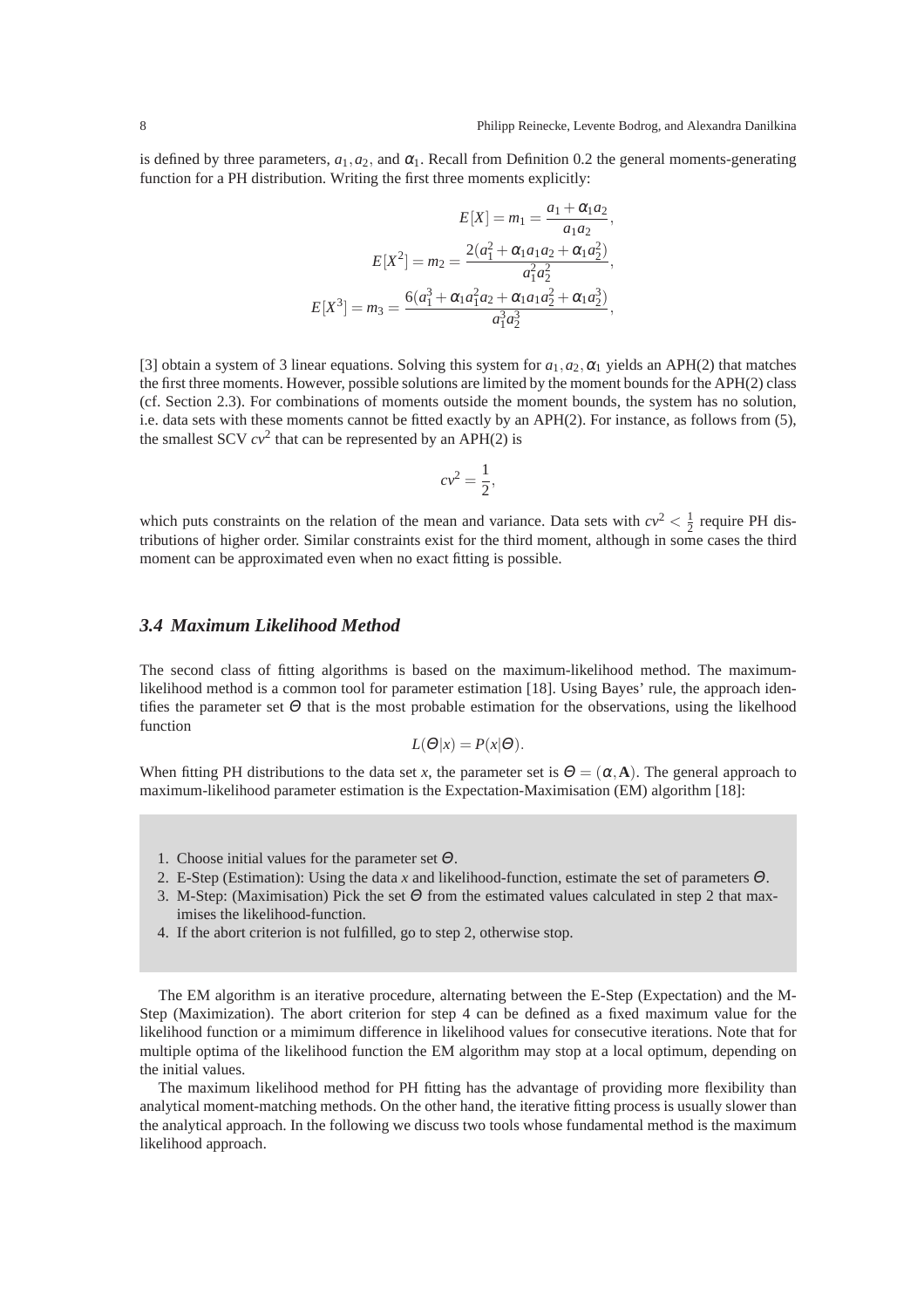is defined by three parameters, $a_1, a_2,$ and $\alpha_1$. Recall from Definition 0.2 the general moments-generating function for a PH distribution. Writing the first three moments explicitly:

$$
\begin{aligned}
E[X] = m_1 &= \frac{a_1 + \alpha_1 a_2}{a_1 a_2}, \\
E[X^2] = m_2 &= \frac{2(a_1^2 + \alpha_1 a_1 a_2 + \alpha_1 a_2^2)}{a_1^2 a_2^2}, \\
E[X^3] = m_3 &= \frac{6(a_1^3 + \alpha_1 a_1^2 a_2 + \alpha_1 a_1 a_2^2 + \alpha_1 a_2^3)}{a_1^3 a_2^3},
\end{aligned}
$$

[3] obtain a system of 3 linear equations. Solving this system for $a_1, a_2, \alpha_1$ yields an APH(2) that matches the first three moments. However, possible solutions are limited by the moment bounds for the APH(2) class (cf. Section 2.3). For combinations of moments outside the moment bounds, the system has no solution, i.e. data sets with these moments cannot be fitted exactly by an APH(2). For instance, as follows from (5), the smallest SCV $cv^2$ that can be represented by an APH(2) is

$$
cv^2 = \frac{1}{2},
$$

which puts constraints on the relation of the mean and variance. Data sets with $cv^2 < \frac{1}{2}$ require PH distributions of higher order. Similar constraints exist for the third moment, although in some cases the third moment can be approximated even when no exact fitting is possible.

### 3.4 Maximum Likelihood Method

The second class of fitting algorithms is based on the maximum-likelihood method. The maximum-likelihood method is a common tool for parameter estimation [18]. Using Bayes' rule, the approach identifies the parameter set $\Theta$ that is the most probable estimation for the observations, using the likelihood function

$$
L(\Theta|x) = P(x|\Theta).
$$

When fitting PH distributions to the data set $x$, the parameter set is $\Theta = (\alpha, \mathbf{A})$. The general approach to maximum-likelihood parameter estimation is the Expectation-Maximisation (EM) algorithm [18]:

1. Choose initial values for the parameter set $\Theta$.
2. E-Step (Estimation): Using the data $x$ and likelihood-function, estimate the set of parameters $\Theta$.
3. M-Step: (Maximisation) Pick the set $\Theta$ from the estimated values calculated in step 2 that maximises the likelihood-function.
4. If the abort criterion is not fulfilled, go to step 2, otherwise stop.

The EM algorithm is an iterative procedure, alternating between the E-Step (Expectation) and the M-Step (Maximization). The abort criterion for step 4 can be defined as a fixed maximum value for the likelihood function or a mimimum difference in likelihood values for consecutive iterations. Note that for multiple optima of the likelihood function the EM algorithm may stop at a local optimum, depending on the initial values.

The maximum likelihood method for PH fitting has the advantage of providing more flexibility than analytical moment-matching methods. On the other hand, the iterative fitting process is usually slower than the analytical approach. In the following we discuss two tools whose fundamental method is the maximum likelihood approach.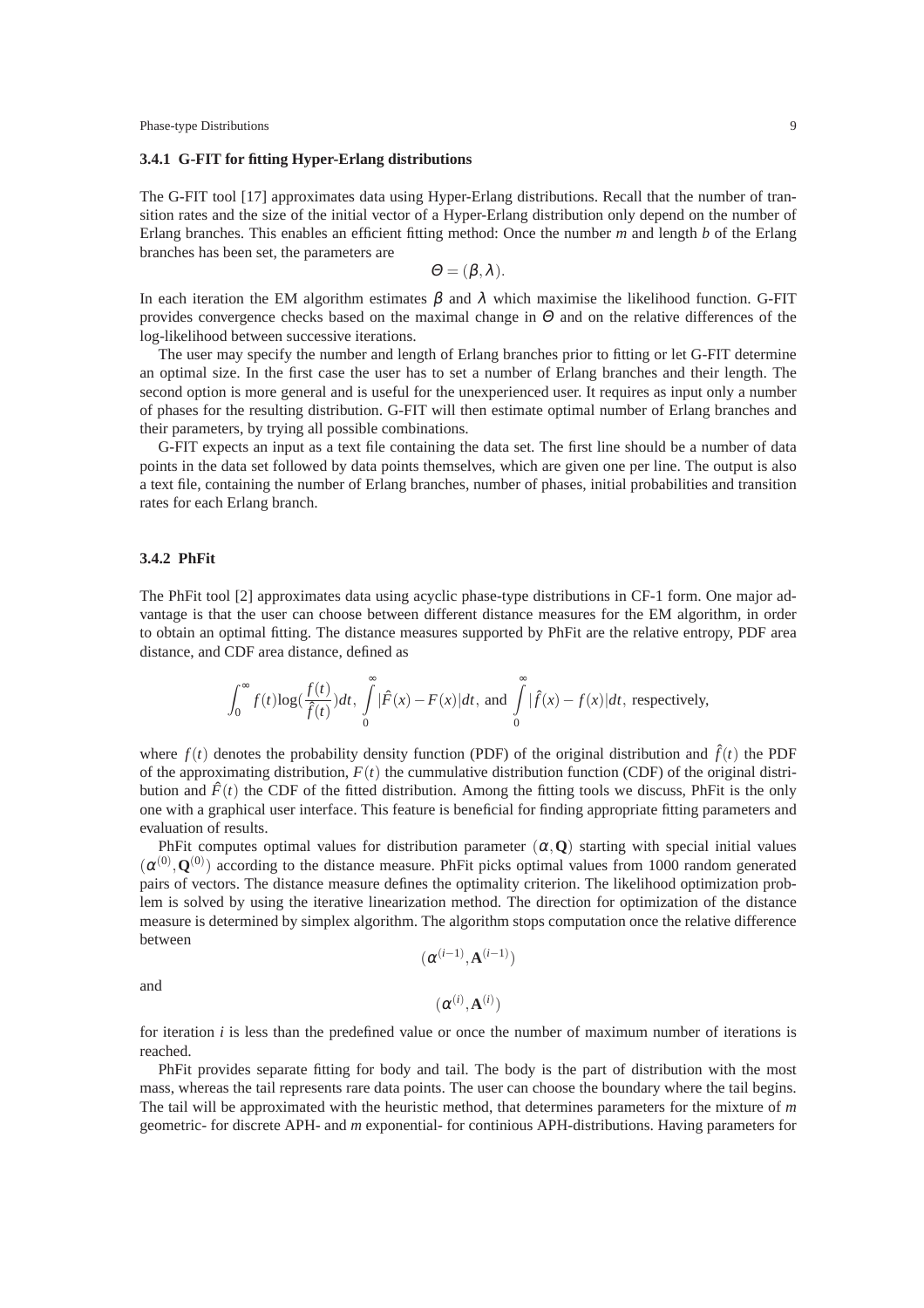### 3.4.1 G-FIT for fitting Hyper-Erlang distributions

The G-FIT tool [17] approximates data using Hyper-Erlang distributions. Recall that the number of transition rates and the size of the initial vector of a Hyper-Erlang distribution only depend on the number of Erlang branches. This enables an efficient fitting method: Once the number $m$ and length $b$ of the Erlang branches has been set, the parameters are

$$\Theta = (\beta, \lambda).$$

In each iteration the EM algorithm estimates $\beta$ and $\lambda$ which maximise the likelihood function. G-FIT provides convergence checks based on the maximal change in $\Theta$ and on the relative differences of the log-likelihood between successive iterations.

The user may specify the number and length of Erlang branches prior to fitting or let G-FIT determine an optimal size. In the first case the user has to set a number of Erlang branches and their length. The second option is more general and is useful for the unexperienced user. It requires as input only a number of phases for the resulting distribution. G-FIT will then estimate optimal number of Erlang branches and their parameters, by trying all possible combinations.

G-FIT expects an input as a text file containing the data set. The first line should be a number of data points in the data set followed by data points themselves, which are given one per line. The output is also a text file, containing the number of Erlang branches, number of phases, initial probabilities and transition rates for each Erlang branch.

### 3.4.2 PhFit

The PhFit tool [2] approximates data using acyclic phase-type distributions in CF-1 form. One major advantage is that the user can choose between different distance measures for the EM algorithm, in order to obtain an optimal fitting. The distance measures supported by PhFit are the relative entropy, PDF area distance, and CDF area distance, defined as

$$\int_0^\infty f(t)\log(\frac{f(t)}{\hat{f}(t)})dt, \int_0^\infty |\hat{F}(x) - F(x)|dt, \text{ and } \int_0^\infty |\hat{f}(x) - f(x)|dt, \text{ respectively,}$$

where $f(t)$ denotes the probability density function (PDF) of the original distribution and $\hat{f}(t)$ the PDF of the approximating distribution, $F(t)$ the cummulative distribution function (CDF) of the original distribution and $\hat{F}(t)$ the CDF of the fitted distribution. Among the fitting tools we discuss, PhFit is the only one with a graphical user interface. This feature is beneficial for finding appropriate fitting parameters and evaluation of results.

PhFit computes optimal values for distribution parameter $(\alpha, \mathbf{Q})$ starting with special initial values $(\alpha^{(0)}, \mathbf{Q}^{(0)})$ according to the distance measure. PhFit picks optimal values from 1000 random generated pairs of vectors. The distance measure defines the optimality criterion. The likelihood optimization problem is solved by using the iterative linearization method. The direction for optimization of the distance measure is determined by simplex algorithm. The algorithm stops computation once the relative difference between

$$(\alpha^{(i-1)}, \mathbf{A}^{(i-1)})$$

and

$$(\alpha^{(i)}, \mathbf{A}^{(i)})$$

for iteration $i$ is less than the predefined value or once the number of maximum number of iterations is reached.

PhFit provides separate fitting for body and tail. The body is the part of distribution with the most mass, whereas the tail represents rare data points. The user can choose the boundary where the tail begins. The tail will be approximated with the heuristic method, that determines parameters for the mixture of $m$ geometric- for discrete APH- and $m$ exponential- for continious APH-distributions. Having parameters for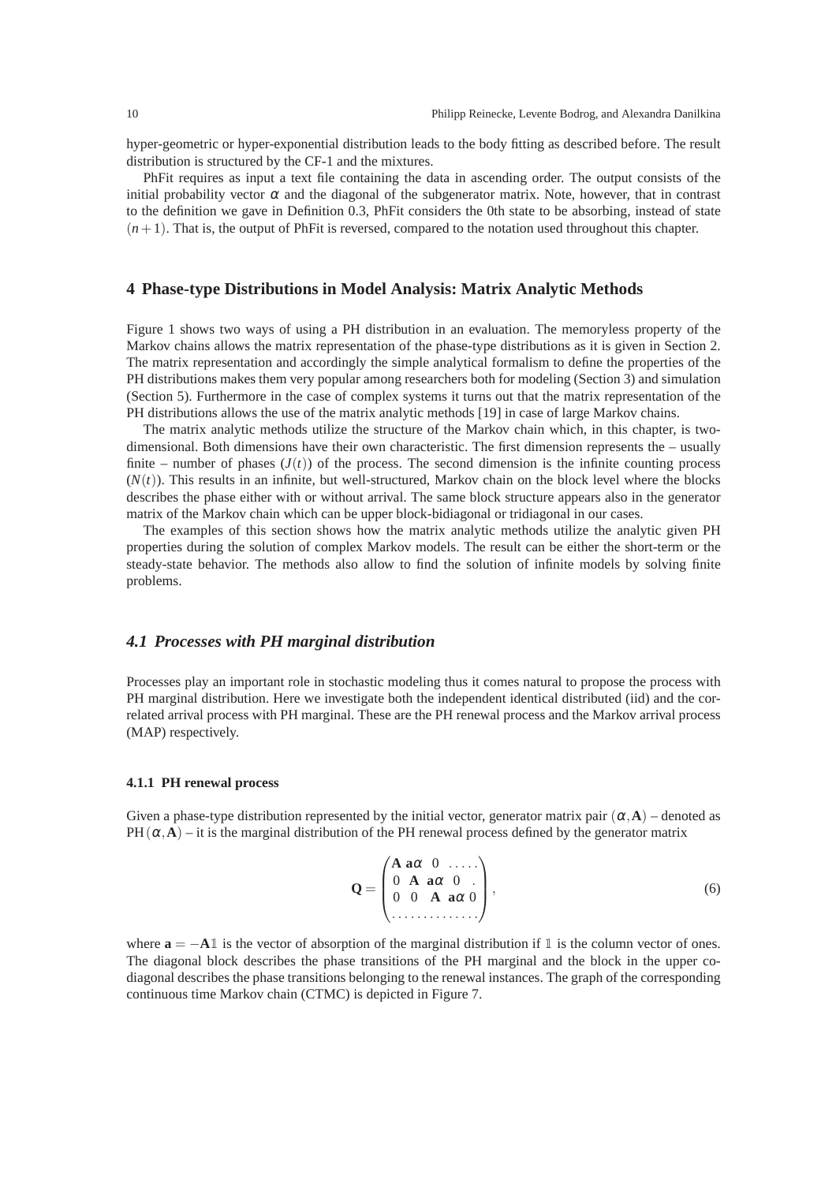hyper-geometric or hyper-exponential distribution leads to the body fitting as described before. The result distribution is structured by the CF-1 and the mixtures.

PhFit requires as input a text file containing the data in ascending order. The output consists of the initial probability vector $\alpha$ and the diagonal of the subgenerator matrix. Note, however, that in contrast to the definition we gave in Definition 0.3, PhFit considers the 0th state to be absorbing, instead of state $(n+1)$. That is, the output of PhFit is reversed, compared to the notation used throughout this chapter.

## 4 Phase-type Distributions in Model Analysis: Matrix Analytic Methods

Figure 1 shows two ways of using a PH distribution in an evaluation. The memoryless property of the Markov chains allows the matrix representation of the phase-type distributions as it is given in Section 2. The matrix representation and accordingly the simple analytical formalism to define the properties of the PH distributions makes them very popular among researchers both for modeling (Section 3) and simulation (Section 5). Furthermore in the case of complex systems it turns out that the matrix representation of the PH distributions allows the use of the matrix analytic methods [19] in case of large Markov chains.

The matrix analytic methods utilize the structure of the Markov chain which, in this chapter, is two-dimensional. Both dimensions have their own characteristic. The first dimension represents the – usually finite – number of phases ($J(t)$) of the process. The second dimension is the infinite counting process ($N(t)$). This results in an infinite, but well-structured, Markov chain on the block level where the blocks describes the phase either with or without arrival. The same block structure appears also in the generator matrix of the Markov chain which can be upper block-bidiagonal or tridiagonal in our cases.

The examples of this section shows how the matrix analytic methods utilize the analytic given PH properties during the solution of complex Markov models. The result can be either the short-term or the steady-state behavior. The methods also allow to find the solution of infinite models by solving finite problems.

### *4.1 Processes with PH marginal distribution*

Processes play an important role in stochastic modeling thus it comes natural to propose the process with PH marginal distribution. Here we investigate both the independent identical distributed (iid) and the correlated arrival process with PH marginal. These are the PH renewal process and the Markov arrival process (MAP) respectively.

#### 4.1.1 PH renewal process

Given a phase-type distribution represented by the initial vector, generator matrix pair $(\alpha, \mathbf{A})$ – denoted as $\mathrm{PH}(\alpha, \mathbf{A})$ – it is the marginal distribution of the PH renewal process defined by the generator matrix

$$\mathbf{Q} = \begin{pmatrix} \mathbf{A} & \mathbf{a}\alpha & 0 & \dots \\ 0 & \mathbf{A} & \mathbf{a}\alpha & 0 & . \\ 0 & 0 & \mathbf{A} & \mathbf{a}\alpha & 0 \\ \dots & & & & \end{pmatrix}, \tag{6}$$

where $\mathbf{a} = -\mathbf{A}\mathbb{1}$ is the vector of absorption of the marginal distribution if $\mathbb{1}$ is the column vector of ones. The diagonal block describes the phase transitions of the PH marginal and the block in the upper co-diagonal describes the phase transitions belonging to the renewal instances. The graph of the corresponding continuous time Markov chain (CTMC) is depicted in Figure 7.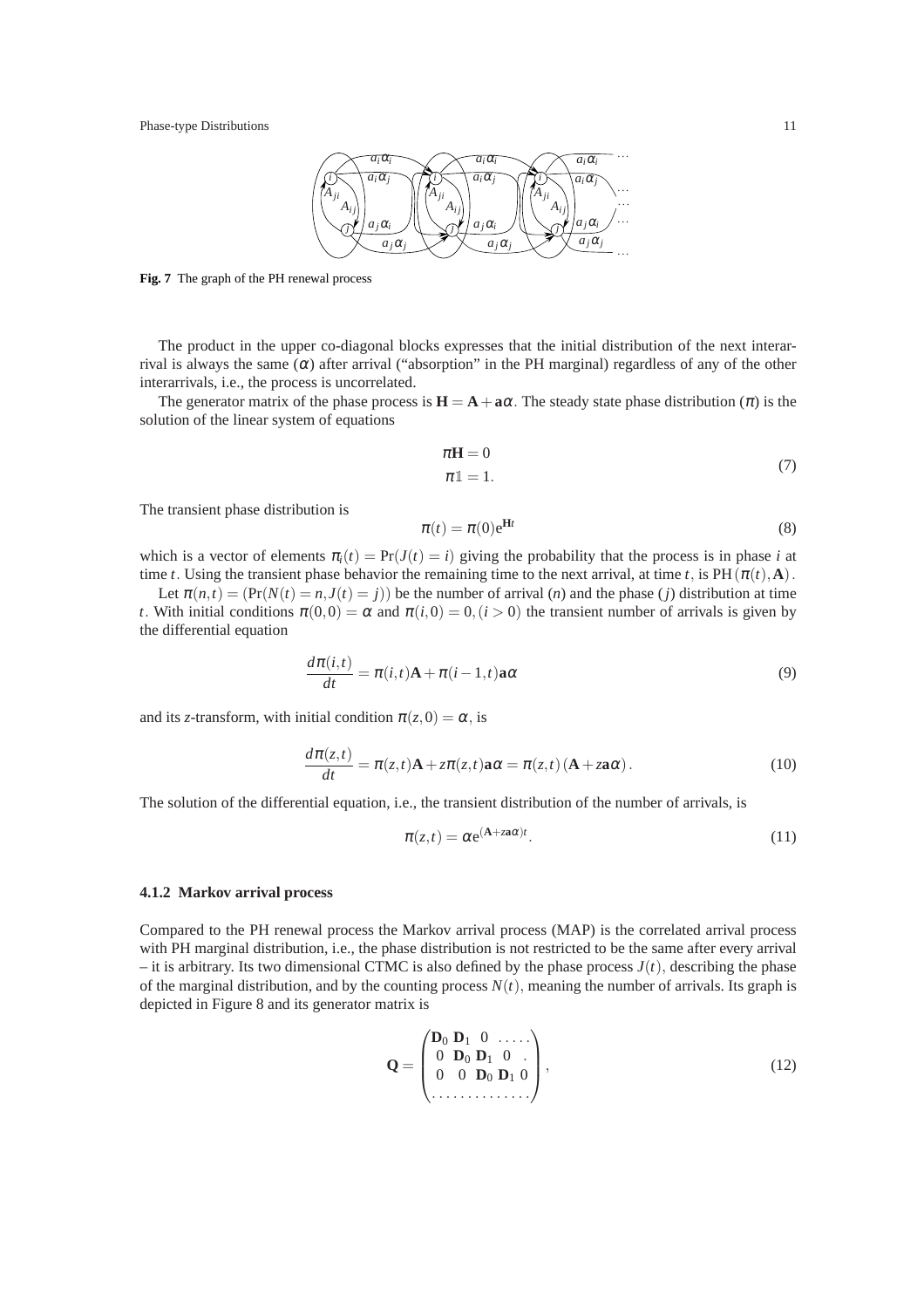**Fig. 7** The graph of the PH renewal process

The product in the upper co-diagonal blocks expresses that the initial distribution of the next interarrival is always the same ($\alpha$) after arrival ("absorption" in the PH marginal) regardless of any of the other interarrivals, i.e., the process is uncorrelated.

The generator matrix of the phase process is $\mathbf{H} = \mathbf{A} + \mathbf{a}\alpha$. The steady state phase distribution ($\pi$) is the solution of the linear system of equations

$$
\begin{aligned}
\pi \mathbf{H} &= 0 \\
\pi \mathbb{1} &= 1.
\end{aligned} \tag{7}
$$

The transient phase distribution is

$$
\pi(t) = \pi(0) \mathrm{e}^{\mathbf{H}t} \tag{8}
$$

which is a vector of elements $\pi_i(t) = \Pr(J(t) = i)$ giving the probability that the process is in phase $i$ at time $t$. Using the transient phase behavior the remaining time to the next arrival, at time $t$, is $\mathrm{PH}(\pi(t), \mathbf{A})$.

Let $\pi(n,t) = (\Pr(N(t) = n, J(t) = j))$ be the number of arrival ($n$) and the phase ($j$) distribution at time $t$. With initial conditions $\pi(0,0) = \alpha$ and $\pi(i,0) = 0, (i > 0)$ the transient number of arrivals is given by the differential equation

$$
\frac{d\pi(i,t)}{dt} = \pi(i,t)\mathbf{A} + \pi(i-1,t)\mathbf{a}\alpha \tag{9}
$$

and its $z$-transform, with initial condition $\pi(z,0) = \alpha$, is

$$
\frac{d\pi(z,t)}{dt} = \pi(z,t)\mathbf{A} + z\pi(z,t)\mathbf{a}\alpha = \pi(z,t)\left(\mathbf{A} + z\mathbf{a}\alpha\right). \tag{10}
$$

The solution of the differential equation, i.e., the transient distribution of the number of arrivals, is

$$
\pi(z,t) = \alpha \mathrm{e}^{(\mathbf{A} + z\mathbf{a}\alpha)t}. \tag{11}
$$

#### 4.1.2 Markov arrival process

Compared to the PH renewal process the Markov arrival process (MAP) is the correlated arrival process with PH marginal distribution, i.e., the phase distribution is not restricted to be the same after every arrival – it is arbitrary. Its two dimensional CTMC is also defined by the phase process $J(t)$, describing the phase of the marginal distribution, and by the counting process $N(t)$, meaning the number of arrivals. Its graph is depicted in Figure 8 and its generator matrix is

$$
\mathbf{Q} = \begin{pmatrix}
\mathbf{D}_0 & \mathbf{D}_1 & 0 & \ldots\ldots \\
0 & \mathbf{D}_0 & \mathbf{D}_1 & 0 & . \\
0 & 0 & \mathbf{D}_0 & \mathbf{D}_1 & 0 \\
\ldots & \ldots & \ldots & \ldots & \ldots
\end{pmatrix}, \tag{12}
$$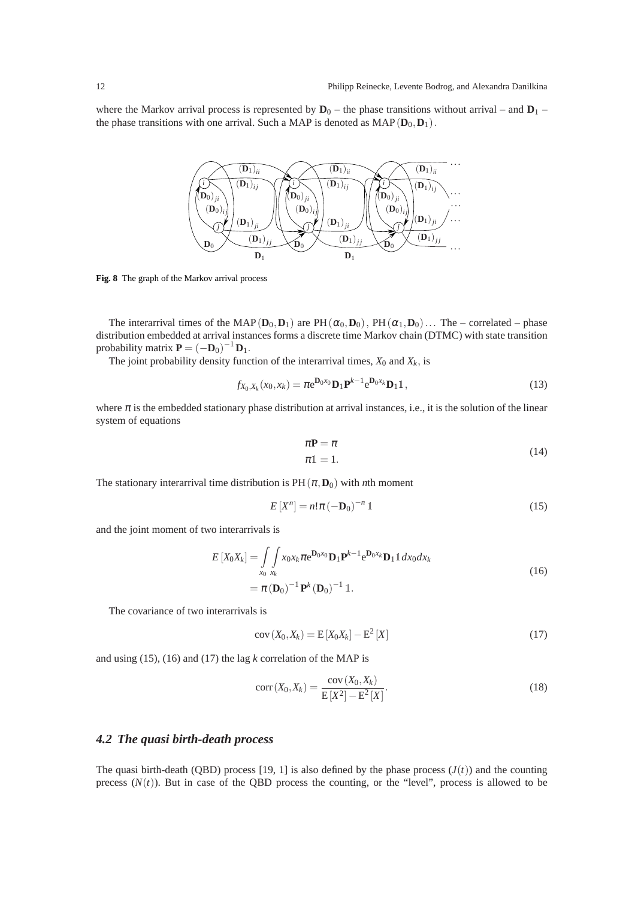where the Markov arrival process is represented by $\mathbf{D}_0$ – the phase transitions without arrival – and $\mathbf{D}_1$ – the phase transitions with one arrival. Such a MAP is denoted as MAP$(\mathbf{D}_0, \mathbf{D}_1)$.

**Fig. 8** The graph of the Markov arrival process

The interarrival times of the MAP$(\mathbf{D}_0, \mathbf{D}_1)$ are PH$(\alpha_0, \mathbf{D}_0)$, PH$(\alpha_1, \mathbf{D}_0)$... The – correlated – phase distribution embedded at arrival instances forms a discrete time Markov chain (DTMC) with state transition probability matrix $\mathbf{P} = (-\mathbf{D}_0)^{-1}\mathbf{D}_1$.

The joint probability density function of the interarrival times, $X_0$ and $X_k$, is

$$f_{X_0,X_k}(x_0, x_k) = \pi e^{\mathbf{D}_0 x_0} \mathbf{D}_1 \mathbf{P}^{k-1} e^{\mathbf{D}_0 x_k} \mathbf{D}_1 \mathbb{1}, \tag{13}$$

where $\pi$ is the embedded stationary phase distribution at arrival instances, i.e., it is the solution of the linear system of equations

$$\begin{aligned} \pi\mathbf{P} &= \pi \\ \pi\mathbb{1} &= 1. \end{aligned} \tag{14}$$

The stationary interarrival time distribution is PH$(\pi, \mathbf{D}_0)$ with $n$th moment

$$E[X^n] = n!\pi(-\mathbf{D}_0)^{-n}\mathbb{1} \tag{15}$$

and the joint moment of two interarrivals is

$$\begin{aligned} E[X_0 X_k] &= \int_{x_0}\int_{x_k} x_0 x_k \pi e^{\mathbf{D}_0 x_0} \mathbf{D}_1 \mathbf{P}^{k-1} e^{\mathbf{D}_0 x_k} \mathbf{D}_1 \mathbb{1}\, dx_0 dx_k \\ &= \pi(\mathbf{D}_0)^{-1}\mathbf{P}^k(\mathbf{D}_0)^{-1}\mathbb{1}. \end{aligned} \tag{16}$$

The covariance of two interarrivals is

$$\operatorname{cov}(X_0, X_k) = \mathrm{E}[X_0 X_k] - \mathrm{E}^2[X] \tag{17}$$

and using (15), (16) and (17) the lag $k$ correlation of the MAP is

$$\operatorname{corr}(X_0, X_k) = \frac{\operatorname{cov}(X_0, X_k)}{\mathrm{E}[X^2] - \mathrm{E}^2[X]}. \tag{18}$$

### *4.2 The quasi birth-death process*

The quasi birth-death (QBD) process [19, 1] is also defined by the phase process $(J(t))$ and the counting precess $(N(t))$. But in case of the QBD process the counting, or the "level", process is allowed to be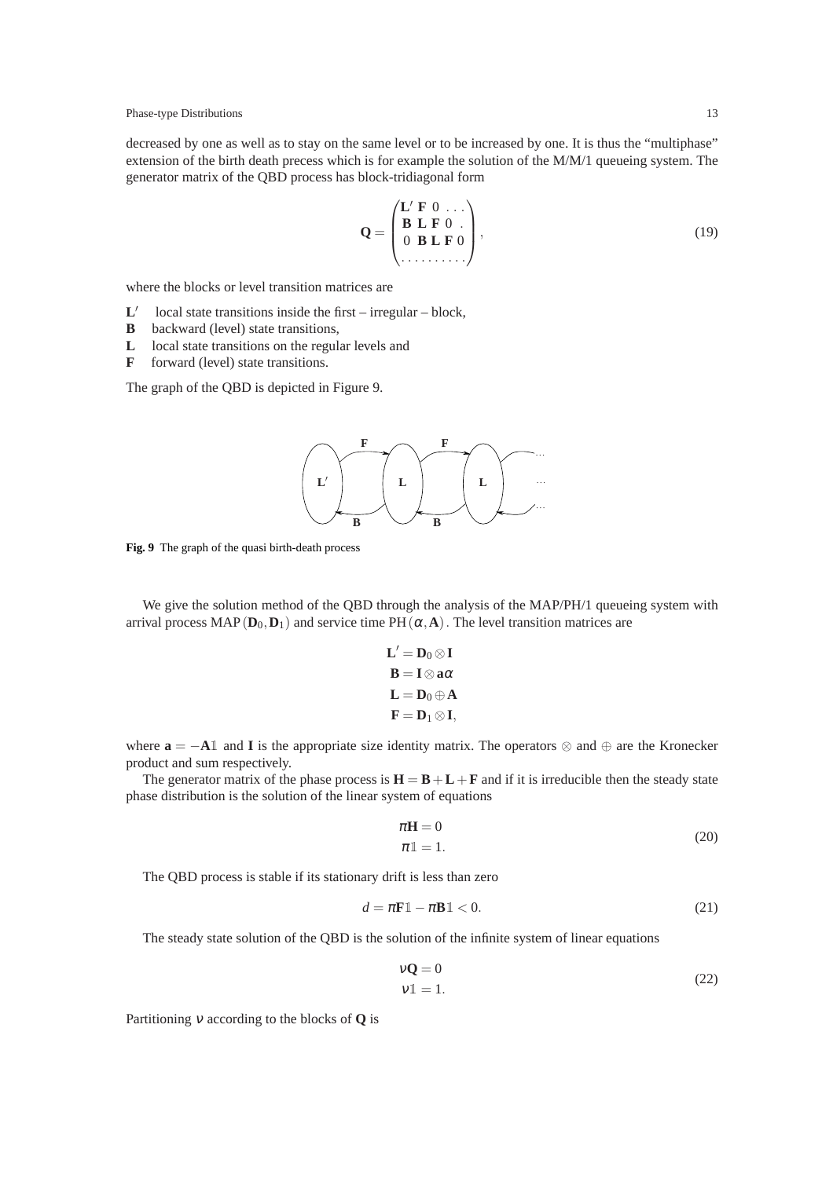decreased by one as well as to stay on the same level or to be increased by one. It is thus the "multiphase" extension of the birth death precess which is for example the solution of the M/M/1 queueing system. The generator matrix of the QBD process has block-tridiagonal form

$$\mathbf{Q} = \begin{pmatrix} \mathbf{L}' & \mathbf{F} & 0 & \dots \\ \mathbf{B} & \mathbf{L} & \mathbf{F} & 0 & . \\ 0 & \mathbf{B} & \mathbf{L} & \mathbf{F} & 0 \\ \dots & \dots & \dots & \dots \end{pmatrix}, \tag{19}$$

where the blocks or level transition matrices are

- $\mathbf{L}'$ local state transitions inside the first – irregular – block,
- $\mathbf{B}$ backward (level) state transitions,
- $\mathbf{L}$ local state transitions on the regular levels and
- $\mathbf{F}$ forward (level) state transitions.

The graph of the QBD is depicted in Figure 9.

**Fig. 9** The graph of the quasi birth-death process

We give the solution method of the QBD through the analysis of the MAP/PH/1 queueing system with arrival process $\text{MAP}(\mathbf{D}_0, \mathbf{D}_1)$ and service time $\text{PH}(\alpha, \mathbf{A})$. The level transition matrices are

$$\begin{aligned} \mathbf{L}' &= \mathbf{D}_0 \otimes \mathbf{I} \\ \mathbf{B} &= \mathbf{I} \otimes \mathbf{a}\alpha \\ \mathbf{L} &= \mathbf{D}_0 \oplus \mathbf{A} \\ \mathbf{F} &= \mathbf{D}_1 \otimes \mathbf{I}, \end{aligned}$$

where $\mathbf{a} = -\mathbf{A}\mathbb{1}$ and $\mathbf{I}$ is the appropriate size identity matrix. The operators $\otimes$ and $\oplus$ are the Kronecker product and sum respectively.

The generator matrix of the phase process is $\mathbf{H} = \mathbf{B} + \mathbf{L} + \mathbf{F}$ and if it is irreducible then the steady state phase distribution is the solution of the linear system of equations

$$\begin{aligned} \pi\mathbf{H} &= 0 \\ \pi\mathbb{1} &= 1. \end{aligned} \tag{20}$$

The QBD process is stable if its stationary drift is less than zero

$$d = \pi\mathbf{F}\mathbb{1} - \pi\mathbf{B}\mathbb{1} < 0. \tag{21}$$

The steady state solution of the QBD is the solution of the infinite system of linear equations

$$\begin{aligned} \nu\mathbf{Q} &= 0 \\ \nu\mathbb{1} &= 1. \end{aligned} \tag{22}$$

Partitioning $\nu$ according to the blocks of $\mathbf{Q}$ is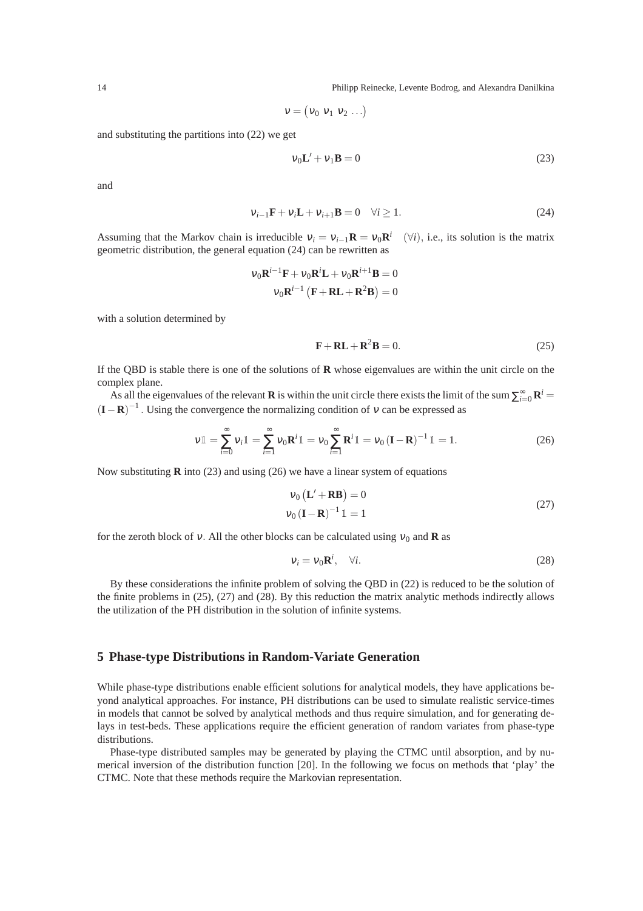$$\nu = \begin{pmatrix} \nu_0 & \nu_1 & \nu_2 & \dots \end{pmatrix}$$

and substituting the partitions into (22) we get

$$\nu_0 \mathbf{L}' + \nu_1 \mathbf{B} = 0 \tag{23}$$

and

$$\nu_{i-1}\mathbf{F} + \nu_i \mathbf{L} + \nu_{i+1}\mathbf{B} = 0 \quad \forall i \geq 1. \tag{24}$$

Assuming that the Markov chain is irreducible $\nu_i = \nu_{i-1}\mathbf{R} = \nu_0 \mathbf{R}^i \quad (\forall i)$, i.e., its solution is the matrix geometric distribution, the general equation (24) can be rewritten as

$$\nu_0 \mathbf{R}^{i-1}\mathbf{F} + \nu_0 \mathbf{R}^i \mathbf{L} + \nu_0 \mathbf{R}^{i+1}\mathbf{B} = 0$$
$$\nu_0 \mathbf{R}^{i-1}\left(\mathbf{F} + \mathbf{R}\mathbf{L} + \mathbf{R}^2\mathbf{B}\right) = 0$$

with a solution determined by

$$\mathbf{F} + \mathbf{R}\mathbf{L} + \mathbf{R}^2\mathbf{B} = 0. \tag{25}$$

If the QBD is stable there is one of the solutions of $\mathbf{R}$ whose eigenvalues are within the unit circle on the complex plane.

As all the eigenvalues of the relevant $\mathbf{R}$ is within the unit circle there exists the limit of the sum $\sum_{i=0}^{\infty} \mathbf{R}^i = (\mathbf{I} - \mathbf{R})^{-1}$. Using the convergence the normalizing condition of $\nu$ can be expressed as

$$\nu \mathbb{1} = \sum_{i=0}^{\infty} \nu_i \mathbb{1} = \sum_{i=1}^{\infty} \nu_0 \mathbf{R}^i \mathbb{1} = \nu_0 \sum_{i=1}^{\infty} \mathbf{R}^i \mathbb{1} = \nu_0 (\mathbf{I} - \mathbf{R})^{-1} \mathbb{1} = 1. \tag{26}$$

Now substituting $\mathbf{R}$ into (23) and using (26) we have a linear system of equations

$$\begin{aligned} \nu_0 \left(\mathbf{L}' + \mathbf{R}\mathbf{B}\right) &= 0 \\ \nu_0 (\mathbf{I} - \mathbf{R})^{-1} \mathbb{1} &= 1 \end{aligned} \tag{27}$$

for the zeroth block of $\nu$. All the other blocks can be calculated using $\nu_0$ and $\mathbf{R}$ as

$$\nu_i = \nu_0 \mathbf{R}^i, \quad \forall i. \tag{28}$$

By these considerations the infinite problem of solving the QBD in (22) is reduced to be the solution of the finite problems in (25), (27) and (28). By this reduction the matrix analytic methods indirectly allows the utilization of the PH distribution in the solution of infinite systems.

## 5 Phase-type Distributions in Random-Variate Generation

While phase-type distributions enable efficient solutions for analytical models, they have applications beyond analytical approaches. For instance, PH distributions can be used to simulate realistic service-times in models that cannot be solved by analytical methods and thus require simulation, and for generating delays in test-beds. These applications require the efficient generation of random variates from phase-type distributions.

Phase-type distributed samples may be generated by playing the CTMC until absorption, and by numerical inversion of the distribution function [20]. In the following we focus on methods that 'play' the CTMC. Note that these methods require the Markovian representation.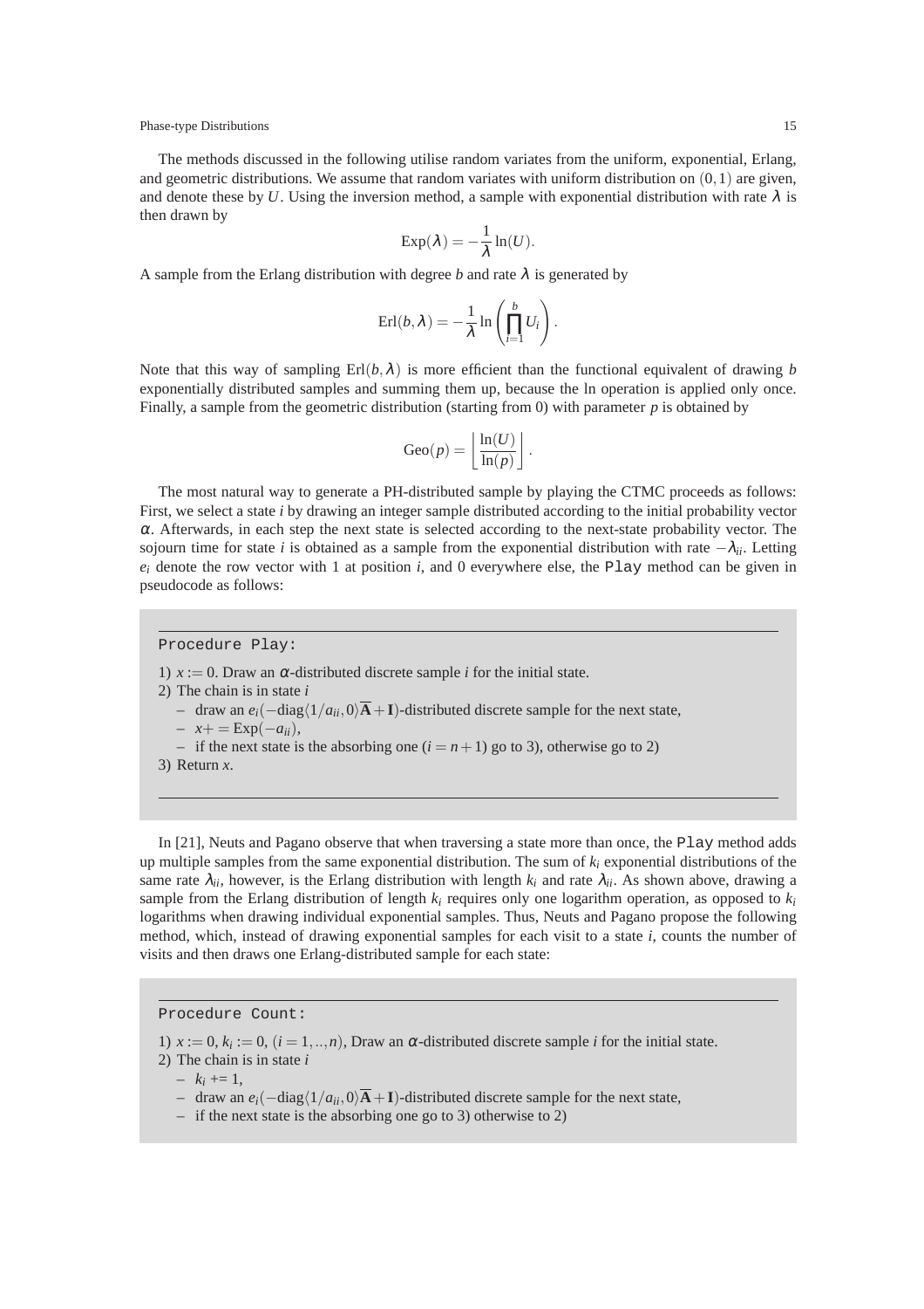The methods discussed in the following utilise random variates from the uniform, exponential, Erlang, and geometric distributions. We assume that random variates with uniform distribution on $(0,1)$ are given, and denote these by $U$. Using the inversion method, a sample with exponential distribution with rate $\lambda$ is then drawn by

$$\mathrm{Exp}(\lambda) = -\frac{1}{\lambda}\ln(U).$$

A sample from the Erlang distribution with degree $b$ and rate $\lambda$ is generated by

$$\mathrm{Erl}(b,\lambda) = -\frac{1}{\lambda}\ln\left(\prod_{i=1}^{b} U_i\right).$$

Note that this way of sampling $\mathrm{Erl}(b,\lambda)$ is more efficient than the functional equivalent of drawing $b$ exponentially distributed samples and summing them up, because the ln operation is applied only once. Finally, a sample from the geometric distribution (starting from 0) with parameter $p$ is obtained by

$$\mathrm{Geo}(p) = \left\lfloor \frac{\ln(U)}{\ln(p)} \right\rfloor.$$

The most natural way to generate a PH-distributed sample by playing the CTMC proceeds as follows: First, we select a state $i$ by drawing an integer sample distributed according to the initial probability vector $\alpha$. Afterwards, in each step the next state is selected according to the next-state probability vector. The sojourn time for state $i$ is obtained as a sample from the exponential distribution with rate $-\lambda_{ii}$. Letting $e_i$ denote the row vector with 1 at position $i$, and 0 everywhere else, the `Play` method can be given in pseudocode as follows:

---

`Procedure Play:`

1) $x := 0$. Draw an $\alpha$-distributed discrete sample $i$ for the initial state.
2) The chain is in state $i$
   - draw an $e_i(-\mathrm{diag}\langle 1/a_{ii}, 0\rangle \overline{\mathbf{A}} + \mathbf{I})$-distributed discrete sample for the next state,
   - $x += \mathrm{Exp}(-a_{ii})$,
   - if the next state is the absorbing one ($i = n+1$) go to 3), otherwise go to 2)
3) Return $x$.

---

In [21], Neuts and Pagano observe that when traversing a state more than once, the `Play` method adds up multiple samples from the same exponential distribution. The sum of $k_i$ exponential distributions of the same rate $\lambda_{ii}$, however, is the Erlang distribution with length $k_i$ and rate $\lambda_{ii}$. As shown above, drawing a sample from the Erlang distribution of length $k_i$ requires only one logarithm operation, as opposed to $k_i$ logarithms when drawing individual exponential samples. Thus, Neuts and Pagano propose the following method, which, instead of drawing exponential samples for each visit to a state $i$, counts the number of visits and then draws one Erlang-distributed sample for each state:

---

`Procedure Count:`

1) $x := 0$, $k_i := 0$, $(i = 1,..,n)$, Draw an $\alpha$-distributed discrete sample $i$ for the initial state.
2) The chain is in state $i$
   - $k_i$ += 1,
   - draw an $e_i(-\mathrm{diag}\langle 1/a_{ii}, 0\rangle \overline{\mathbf{A}} + \mathbf{I})$-distributed discrete sample for the next state,
   - if the next state is the absorbing one go to 3) otherwise to 2)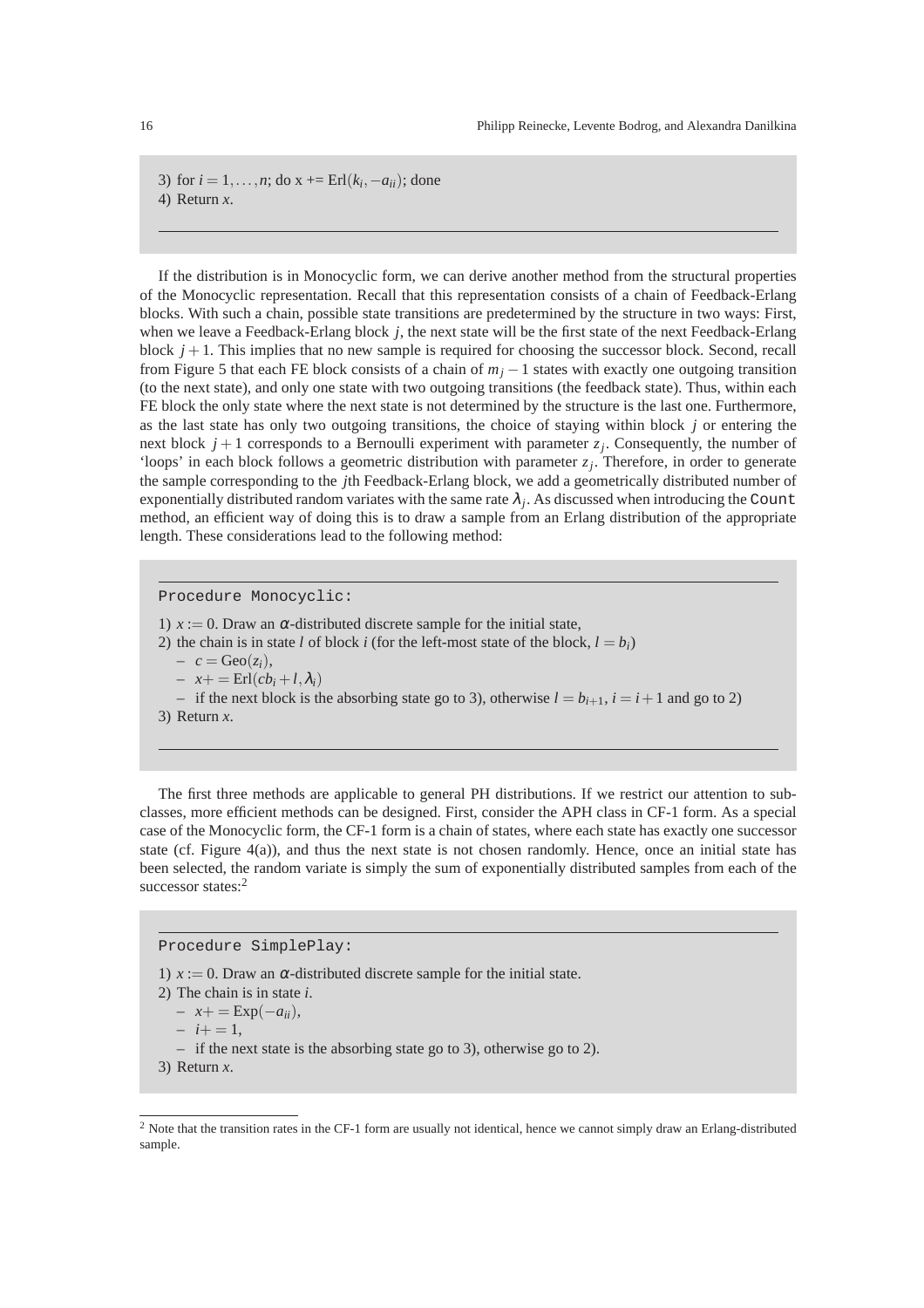3) for $i = 1, \ldots, n$; do x += $\mathrm{Erl}(k_i, -a_{ii})$; done
4) Return $x$.

---

If the distribution is in Monocyclic form, we can derive another method from the structural properties of the Monocyclic representation. Recall that this representation consists of a chain of Feedback-Erlang blocks. With such a chain, possible state transitions are predetermined by the structure in two ways: First, when we leave a Feedback-Erlang block $j$, the next state will be the first state of the next Feedback-Erlang block $j+1$. This implies that no new sample is required for choosing the successor block. Second, recall from Figure 5 that each FE block consists of a chain of $m_j - 1$ states with exactly one outgoing transition (to the next state), and only one state with two outgoing transitions (the feedback state). Thus, within each FE block the only state where the next state is not determined by the structure is the last one. Furthermore, as the last state has only two outgoing transitions, the choice of staying within block $j$ or entering the next block $j+1$ corresponds to a Bernoulli experiment with parameter $z_j$. Consequently, the number of 'loops' in each block follows a geometric distribution with parameter $z_j$. Therefore, in order to generate the sample corresponding to the $j$th Feedback-Erlang block, we add a geometrically distributed number of exponentially distributed random variates with the same rate $\lambda_j$. As discussed when introducing the `Count` method, an efficient way of doing this is to draw a sample from an Erlang distribution of the appropriate length. These considerations lead to the following method:

---

`Procedure Monocyclic:`

1) $x := 0$. Draw an $\alpha$-distributed discrete sample for the initial state,
2) the chain is in state $l$ of block $i$ (for the left-most state of the block, $l = b_i$)
   - $c = \mathrm{Geo}(z_i)$,
   - $x += \mathrm{Erl}(cb_i + l, \lambda_i)$
   - if the next block is the absorbing state go to 3), otherwise $l = b_{i+1}$, $i = i+1$ and go to 2)
3) Return $x$.

---

The first three methods are applicable to general PH distributions. If we restrict our attention to subclasses, more efficient methods can be designed. First, consider the APH class in CF-1 form. As a special case of the Monocyclic form, the CF-1 form is a chain of states, where each state has exactly one successor state (cf. Figure 4(a)), and thus the next state is not chosen randomly. Hence, once an initial state has been selected, the random variate is simply the sum of exponentially distributed samples from each of the successor states:[2]

---

`Procedure SimplePlay:`

1) $x := 0$. Draw an $\alpha$-distributed discrete sample for the initial state.
2) The chain is in state $i$.
   - $x += \mathrm{Exp}(-a_{ii})$,
   - $i += 1$,
   - if the next state is the absorbing state go to 3), otherwise go to 2).
3) Return $x$.

---

[2] Note that the transition rates in the CF-1 form are usually not identical, hence we cannot simply draw an Erlang-distributed sample.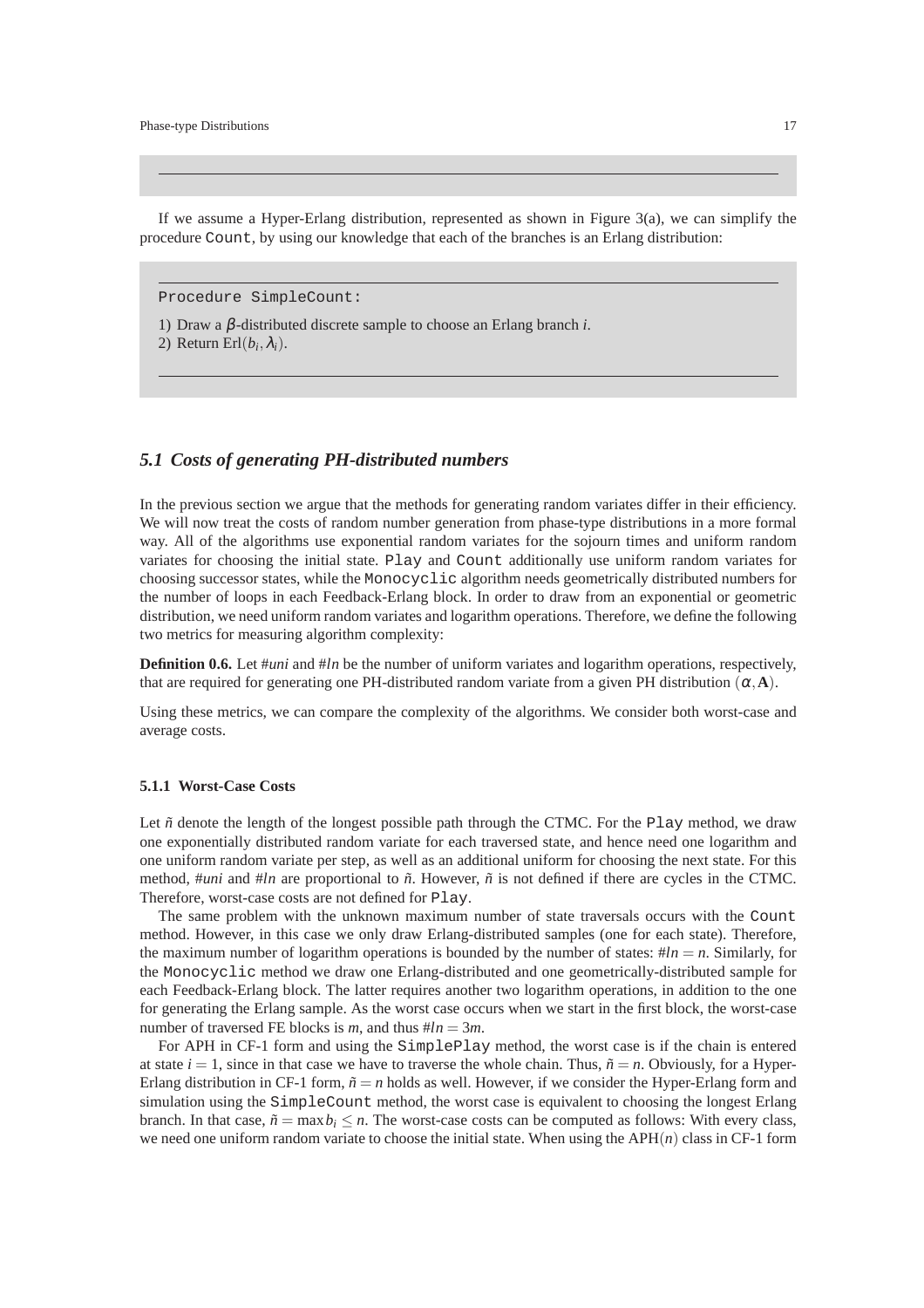If we assume a Hyper-Erlang distribution, represented as shown in Figure 3(a), we can simplify the procedure `Count`, by using our knowledge that each of the branches is an Erlang distribution:

```
Procedure SimpleCount:
```

1) Draw a $\beta$-distributed discrete sample to choose an Erlang branch $i$.
2) Return $\mathrm{Erl}(b_i, \lambda_i)$.

## *5.1 Costs of generating PH-distributed numbers*

In the previous section we argue that the methods for generating random variates differ in their efficiency. We will now treat the costs of random number generation from phase-type distributions in a more formal way. All of the algorithms use exponential random variates for the sojourn times and uniform random variates for choosing the initial state. `Play` and `Count` additionally use uniform random variates for choosing successor states, while the `Monocyclic` algorithm needs geometrically distributed numbers for the number of loops in each Feedback-Erlang block. In order to draw from an exponential or geometric distribution, we need uniform random variates and logarithm operations. Therefore, we define the following two metrics for measuring algorithm complexity:

**Definition 0.6.** Let $\#uni$ and $\#ln$ be the number of uniform variates and logarithm operations, respectively, that are required for generating one PH-distributed random variate from a given PH distribution $(\alpha, \mathbf{A})$.

Using these metrics, we can compare the complexity of the algorithms. We consider both worst-case and average costs.

### 5.1.1 Worst-Case Costs

Let $\tilde{n}$ denote the length of the longest possible path through the CTMC. For the `Play` method, we draw one exponentially distributed random variate for each traversed state, and hence need one logarithm and one uniform random variate per step, as well as an additional uniform for choosing the next state. For this method, $\#uni$ and $\#ln$ are proportional to $\tilde{n}$. However, $\tilde{n}$ is not defined if there are cycles in the CTMC. Therefore, worst-case costs are not defined for `Play`.

The same problem with the unknown maximum number of state traversals occurs with the `Count` method. However, in this case we only draw Erlang-distributed samples (one for each state). Therefore, the maximum number of logarithm operations is bounded by the number of states: $\#ln = n$. Similarly, for the `Monocyclic` method we draw one Erlang-distributed and one geometrically-distributed sample for each Feedback-Erlang block. The latter requires another two logarithm operations, in addition to the one for generating the Erlang sample. As the worst case occurs when we start in the first block, the worst-case number of traversed FE blocks is $m$, and thus $\#ln = 3m$.

For APH in CF-1 form and using the `SimplePlay` method, the worst case is if the chain is entered at state $i = 1$, since in that case we have to traverse the whole chain. Thus, $\tilde{n} = n$. Obviously, for a Hyper-Erlang distribution in CF-1 form, $\tilde{n} = n$ holds as well. However, if we consider the Hyper-Erlang form and simulation using the `SimpleCount` method, the worst case is equivalent to choosing the longest Erlang branch. In that case, $\tilde{n} = \max b_i \leq n$. The worst-case costs can be computed as follows: With every class, we need one uniform random variate to choose the initial state. When using the APH$(n)$ class in CF-1 form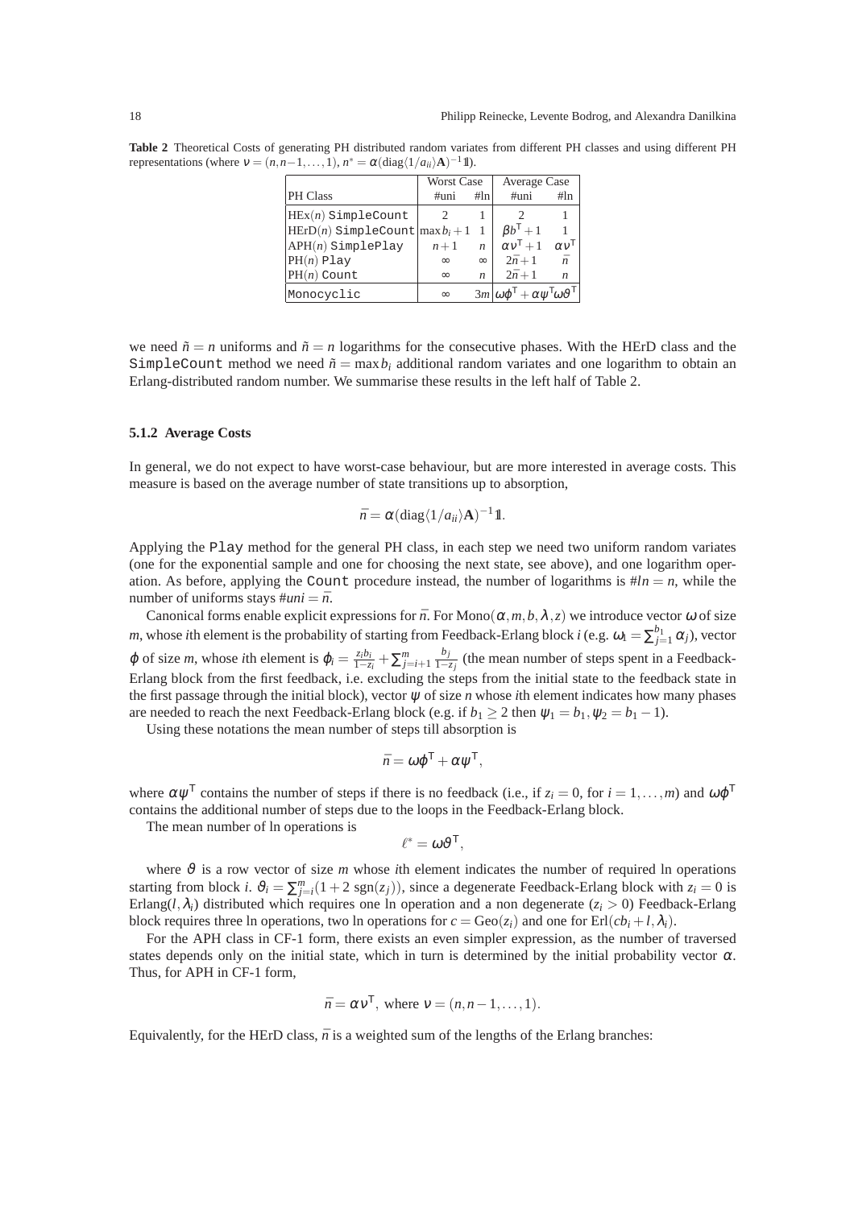**Table 2** Theoretical Costs of generating PH distributed random variates from different PH classes and using different PH representations (where $\nu = (n, n-1, \ldots, 1)$, $n^* = \alpha(\mathrm{diag}\langle 1/a_{ii}\rangle \mathbf{A})^{-1}\mathbb{1}$).

| PH Class | Worst Case #uni | Worst Case #ln | Average Case #uni | Average Case #ln |
|---|---|---|---|---|
| HEx($n$) `SimpleCount` | 2 | 1 | 2 | 1 |
| HErD($n$) `SimpleCount` | $\max b_i + 1$ | 1 | $\beta b^{\mathsf{T}} + 1$ | 1 |
| APH($n$) `SimplePlay` | $n+1$ | $n$ | $\alpha \nu^{\mathsf{T}} + 1$ | $\alpha \nu^{\mathsf{T}}$ |
| PH($n$) `Play` | $\infty$ | $\infty$ | $2\bar{n} + 1$ | $\bar{n}$ |
| PH($n$) `Count` | $\infty$ | $n$ | $2\bar{n} + 1$ | $n$ |
| `Monocyclic` | $\infty$ | $3m$ | $\omega\varphi^{\mathsf{T}} + \alpha\psi^{\mathsf{T}}$ | $\omega\vartheta^{\mathsf{T}}$ |

we need $\tilde{n} = n$ uniforms and $\tilde{n} = n$ logarithms for the consecutive phases. With the HErD class and the `SimpleCount` method we need $\tilde{n} = \max b_i$ additional random variates and one logarithm to obtain an Erlang-distributed random number. We summarise these results in the left half of Table 2.

### 5.1.2 Average Costs

In general, we do not expect to have worst-case behaviour, but are more interested in average costs. This measure is based on the average number of state transitions up to absorption,

$$\bar{n} = \alpha(\mathrm{diag}\langle 1/a_{ii}\rangle \mathbf{A})^{-1}\mathbb{1}.$$

Applying the `Play` method for the general PH class, in each step we need two uniform random variates (one for the exponential sample and one for choosing the next state, see above), and one logarithm operation. As before, applying the `Count` procedure instead, the number of logarithms is $\#ln = n$, while the number of uniforms stays $\#uni = \bar{n}$.

Canonical forms enable explicit expressions for $\bar{n}$. For $\mathrm{Mono}(\alpha, m, b, \lambda, z)$ we introduce vector $\omega$ of size $m$, whose $i$th element is the probability of starting from Feedback-Erlang block $i$ (e.g. $\omega_1 = \sum_{j=1}^{b_1} \alpha_j$), vector $\varphi$ of size $m$, whose $i$th element is $\varphi_i = \frac{z_i b_i}{1-z_i} + \sum_{j=i+1}^{m} \frac{b_j}{1-z_j}$ (the mean number of steps spent in a Feedback-Erlang block from the first feedback, i.e. excluding the steps from the initial state to the feedback state in the first passage through the initial block), vector $\psi$ of size $n$ whose $i$th element indicates how many phases are needed to reach the next Feedback-Erlang block (e.g. if $b_1 \geq 2$ then $\psi_1 = b_1, \psi_2 = b_1 - 1$).

Using these notations the mean number of steps till absorption is

$$\bar{n} = \omega\varphi^{\mathsf{T}} + \alpha\psi^{\mathsf{T}},$$

where $\alpha\psi^{\mathsf{T}}$ contains the number of steps if there is no feedback (i.e., if $z_i = 0$, for $i = 1, \ldots, m$) and $\omega\varphi^{\mathsf{T}}$ contains the additional number of steps due to the loops in the Feedback-Erlang block.

The mean number of ln operations is

$$\ell^* = \omega\vartheta^{\mathsf{T}},$$

where $\vartheta$ is a row vector of size $m$ whose $i$th element indicates the number of required ln operations starting from block $i$. $\vartheta_i = \sum_{j=i}^{m}(1 + 2\,\mathrm{sgn}(z_j))$, since a degenerate Feedback-Erlang block with $z_i = 0$ is Erlang($l, \lambda_i$) distributed which requires one ln operation and a non degenerate ($z_i > 0$) Feedback-Erlang block requires three ln operations, two ln operations for $c = \mathrm{Geo}(z_i)$ and one for $\mathrm{Erl}(cb_i + l, \lambda_i)$.

For the APH class in CF-1 form, there exists an even simpler expression, as the number of traversed states depends only on the initial state, which in turn is determined by the initial probability vector $\alpha$. Thus, for APH in CF-1 form,

$$\bar{n} = \alpha\nu^{\mathsf{T}}, \text{ where } \nu = (n, n-1, \ldots, 1).$$

Equivalently, for the HErD class, $\bar{n}$ is a weighted sum of the lengths of the Erlang branches: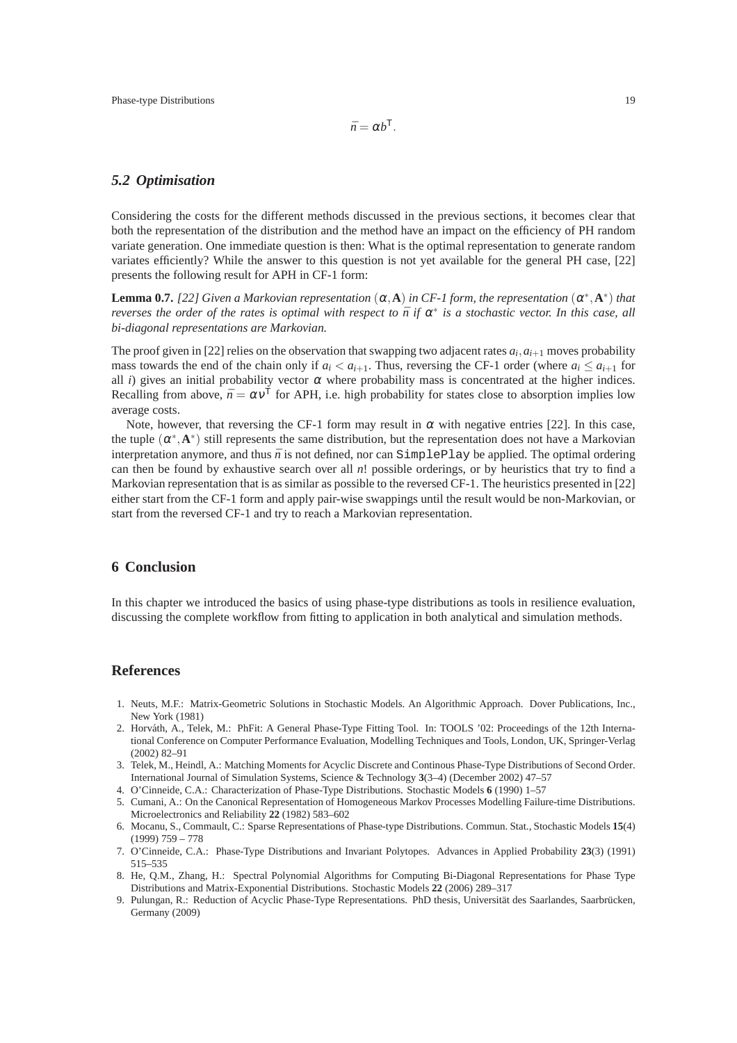$$\bar{n} = \alpha b^{\mathsf{T}}.$$

### 5.2 Optimisation

Considering the costs for the different methods discussed in the previous sections, it becomes clear that both the representation of the distribution and the method have an impact on the efficiency of PH random variate generation. One immediate question is then: What is the optimal representation to generate random variates efficiently? While the answer to this question is not yet available for the general PH case, [22] presents the following result for APH in CF-1 form:

**Lemma 0.7.** *[22] Given a Markovian representation $(\alpha, \mathbf{A})$ in CF-1 form, the representation $(\alpha^*, \mathbf{A}^*)$ that reverses the order of the rates is optimal with respect to $\bar{n}$ if $\alpha^*$ is a stochastic vector. In this case, all bi-diagonal representations are Markovian.*

The proof given in [22] relies on the observation that swapping two adjacent rates $a_i, a_{i+1}$ moves probability mass towards the end of the chain only if $a_i < a_{i+1}$. Thus, reversing the CF-1 order (where $a_i \leq a_{i+1}$ for all $i$) gives an initial probability vector $\alpha$ where probability mass is concentrated at the higher indices. Recalling from above, $\bar{n} = \alpha \nu^{\mathsf{T}}$ for APH, i.e. high probability for states close to absorption implies low average costs.

Note, however, that reversing the CF-1 form may result in $\alpha$ with negative entries [22]. In this case, the tuple $(\alpha^*, \mathbf{A}^*)$ still represents the same distribution, but the representation does not have a Markovian interpretation anymore, and thus $\bar{n}$ is not defined, nor can `SimplePlay` be applied. The optimal ordering can then be found by exhaustive search over all $n!$ possible orderings, or by heuristics that try to find a Markovian representation that is as similar as possible to the reversed CF-1. The heuristics presented in [22] either start from the CF-1 form and apply pair-wise swappings until the result would be non-Markovian, or start from the reversed CF-1 and try to reach a Markovian representation.

## 6 Conclusion

In this chapter we introduced the basics of using phase-type distributions as tools in resilience evaluation, discussing the complete workflow from fitting to application in both analytical and simulation methods.

## References

1. Neuts, M.F.: Matrix-Geometric Solutions in Stochastic Models. An Algorithmic Approach. Dover Publications, Inc., New York (1981)
2. Horváth, A., Telek, M.: PhFit: A General Phase-Type Fitting Tool. In: TOOLS '02: Proceedings of the 12th International Conference on Computer Performance Evaluation, Modelling Techniques and Tools, London, UK, Springer-Verlag (2002) 82–91
3. Telek, M., Heindl, A.: Matching Moments for Acyclic Discrete and Continous Phase-Type Distributions of Second Order. International Journal of Simulation Systems, Science & Technology **3**(3–4) (December 2002) 47–57
4. O'Cinneide, C.A.: Characterization of Phase-Type Distributions. Stochastic Models **6** (1990) 1–57
5. Cumani, A.: On the Canonical Representation of Homogeneous Markov Processes Modelling Failure-time Distributions. Microelectronics and Reliability **22** (1982) 583–602
6. Mocanu, S., Commault, C.: Sparse Representations of Phase-type Distributions. Commun. Stat., Stochastic Models **15**(4) (1999) 759 – 778
7. O'Cinneide, C.A.: Phase-Type Distributions and Invariant Polytopes. Advances in Applied Probability **23**(3) (1991) 515–535
8. He, Q.M., Zhang, H.: Spectral Polynomial Algorithms for Computing Bi-Diagonal Representations for Phase Type Distributions and Matrix-Exponential Distributions. Stochastic Models **22** (2006) 289–317
9. Pulungan, R.: Reduction of Acyclic Phase-Type Representations. PhD thesis, Universität des Saarlandes, Saarbrücken, Germany (2009)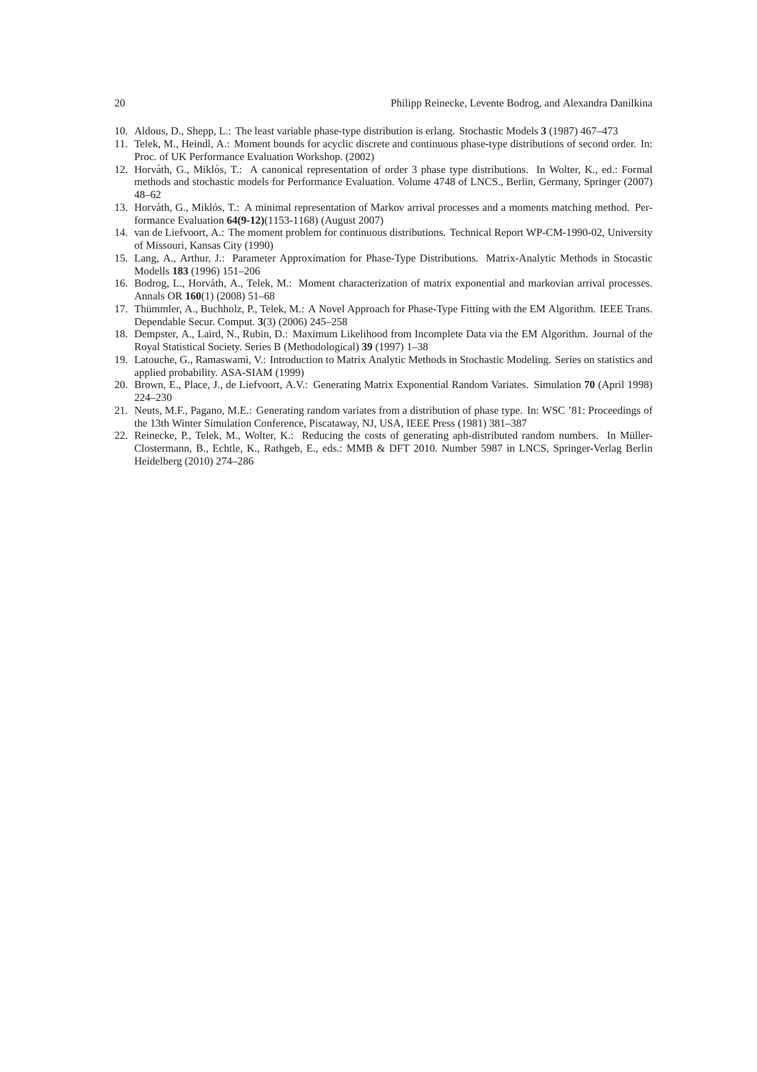10. Aldous, D., Shepp, L.: The least variable phase-type distribution is erlang. Stochastic Models **3** (1987) 467–473
11. Telek, M., Heindl, A.: Moment bounds for acyclic discrete and continuous phase-type distributions of second order. In: Proc. of UK Performance Evaluation Workshop. (2002)
12. Horváth, G., Miklós, T.: A canonical representation of order 3 phase type distributions. In Wolter, K., ed.: Formal methods and stochastic models for Performance Evaluation. Volume 4748 of LNCS., Berlin, Germany, Springer (2007) 48–62
13. Horváth, G., Miklós, T.: A minimal representation of Markov arrival processes and a moments matching method. Performance Evaluation **64(9-12)**(1153-1168) (August 2007)
14. van de Liefvoort, A.: The moment problem for continuous distributions. Technical Report WP-CM-1990-02, University of Missouri, Kansas City (1990)
15. Lang, A., Arthur, J.: Parameter Approximation for Phase-Type Distributions. Matrix-Analytic Methods in Stocastic Modells **183** (1996) 151–206
16. Bodrog, L., Horváth, A., Telek, M.: Moment characterization of matrix exponential and markovian arrival processes. Annals OR **160**(1) (2008) 51–68
17. Thümmler, A., Buchholz, P., Telek, M.: A Novel Approach for Phase-Type Fitting with the EM Algorithm. IEEE Trans. Dependable Secur. Comput. **3**(3) (2006) 245–258
18. Dempster, A., Laird, N., Rubin, D.: Maximum Likelihood from Incomplete Data via the EM Algorithm. Journal of the Royal Statistical Society. Series B (Methodological) **39** (1997) 1–38
19. Latouche, G., Ramaswami, V.: Introduction to Matrix Analytic Methods in Stochastic Modeling. Series on statistics and applied probability. ASA-SIAM (1999)
20. Brown, E., Place, J., de Liefvoort, A.V.: Generating Matrix Exponential Random Variates. Simulation **70** (April 1998) 224–230
21. Neuts, M.F., Pagano, M.E.: Generating random variates from a distribution of phase type. In: WSC '81: Proceedings of the 13th Winter Simulation Conference, Piscataway, NJ, USA, IEEE Press (1981) 381–387
22. Reinecke, P., Telek, M., Wolter, K.: Reducing the costs of generating aph-distributed random numbers. In Müller-Clostermann, B., Echtle, K., Rathgeb, E., eds.: MMB & DFT 2010. Number 5987 in LNCS, Springer-Verlag Berlin Heidelberg (2010) 274–286